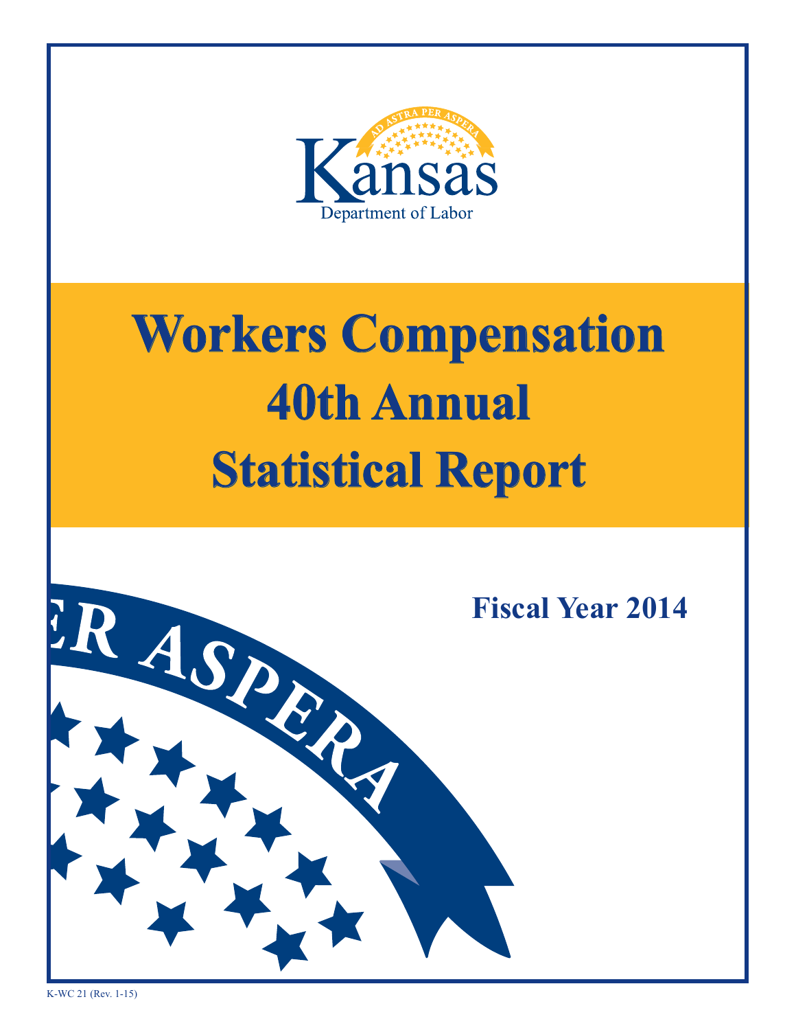Kansas
Department of Labor

# Workers Compensation 40th Annual Statistical Report

## Fiscal Year 2014

K-WC 21 (Rev. 1-15)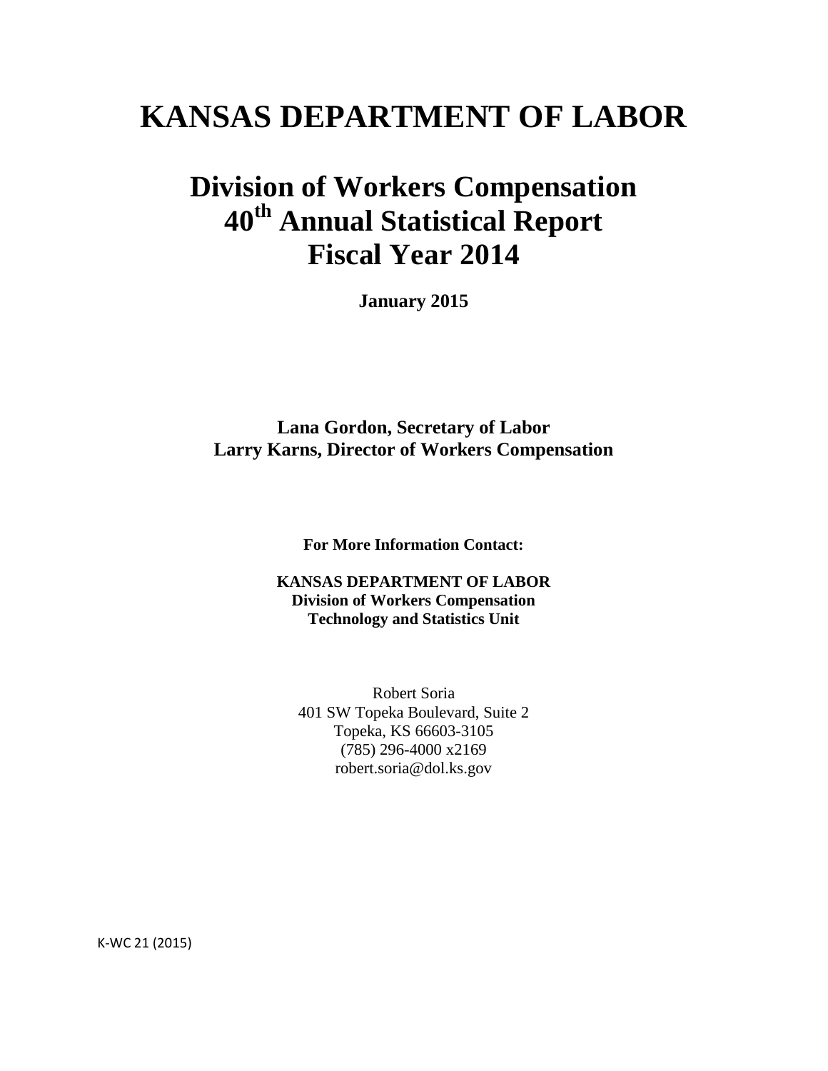# KANSAS DEPARTMENT OF LABOR

## Division of Workers Compensation
## 40th Annual Statistical Report
## Fiscal Year 2014

**January 2015**

**Lana Gordon, Secretary of Labor**
**Larry Karns, Director of Workers Compensation**

**For More Information Contact:**

**KANSAS DEPARTMENT OF LABOR**
**Division of Workers Compensation**
**Technology and Statistics Unit**

Robert Soria
401 SW Topeka Boulevard, Suite 2
Topeka, KS 66603-3105
(785) 296-4000 x2169
robert.soria@dol.ks.gov

K-WC 21 (2015)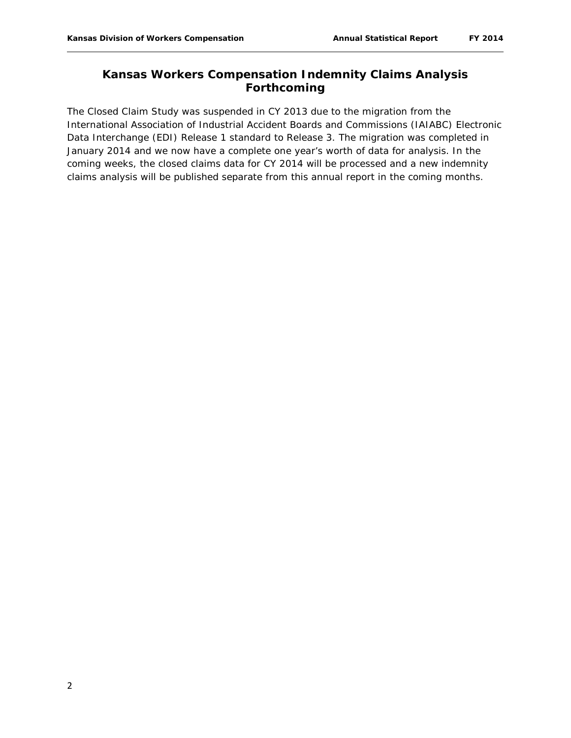# Kansas Workers Compensation Indemnity Claims Analysis Forthcoming

The Closed Claim Study was suspended in CY 2013 due to the migration from the International Association of Industrial Accident Boards and Commissions (IAIABC) Electronic Data Interchange (EDI) Release 1 standard to Release 3. The migration was completed in January 2014 and we now have a complete one year's worth of data for analysis. In the coming weeks, the closed claims data for CY 2014 will be processed and a new indemnity claims analysis will be published separate from this annual report in the coming months.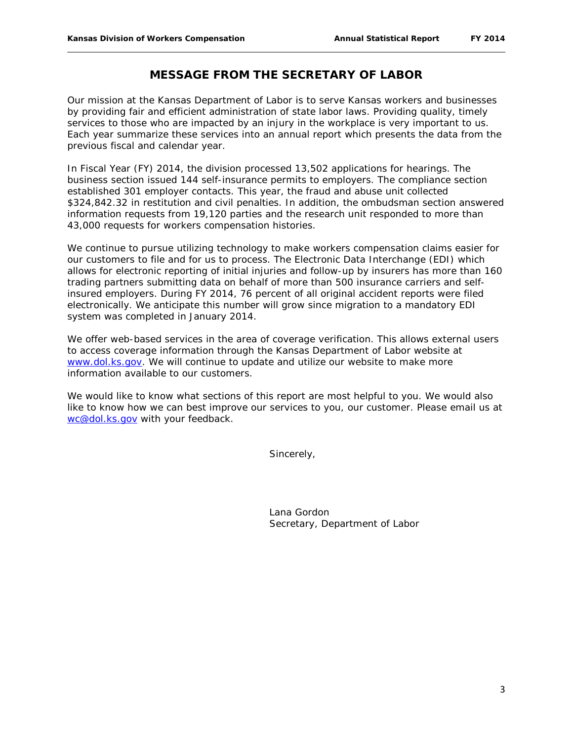# MESSAGE FROM THE SECRETARY OF LABOR

Our mission at the Kansas Department of Labor is to serve Kansas workers and businesses by providing fair and efficient administration of state labor laws. Providing quality, timely services to those who are impacted by an injury in the workplace is very important to us. Each year summarize these services into an annual report which presents the data from the previous fiscal and calendar year.

In Fiscal Year (FY) 2014, the division processed 13,502 applications for hearings. The business section issued 144 self-insurance permits to employers. The compliance section established 301 employer contacts. This year, the fraud and abuse unit collected $324,842.32 in restitution and civil penalties. In addition, the ombudsman section answered information requests from 19,120 parties and the research unit responded to more than 43,000 requests for workers compensation histories.

We continue to pursue utilizing technology to make workers compensation claims easier for our customers to file and for us to process. The Electronic Data Interchange (EDI) which allows for electronic reporting of initial injuries and follow-up by insurers has more than 160 trading partners submitting data on behalf of more than 500 insurance carriers and self-insured employers. During FY 2014, 76 percent of all original accident reports were filed electronically. We anticipate this number will grow since migration to a mandatory EDI system was completed in January 2014.

We offer web-based services in the area of coverage verification. This allows external users to access coverage information through the Kansas Department of Labor website at www.dol.ks.gov. We will continue to update and utilize our website to make more information available to our customers.

We would like to know what sections of this report are most helpful to you. We would also like to know how we can best improve our services to you, our customer. Please email us at wc@dol.ks.gov with your feedback.

Sincerely,

Lana Gordon
Secretary, Department of Labor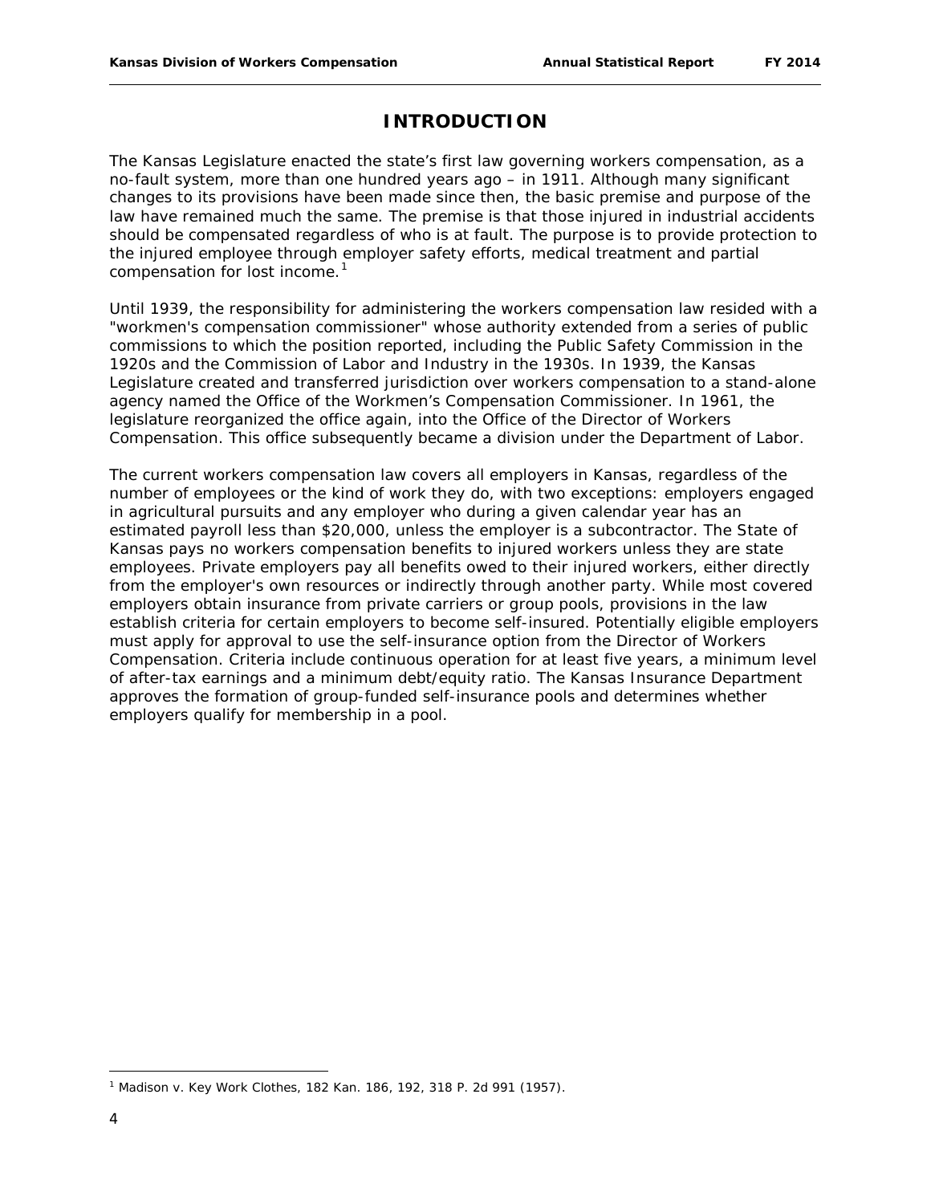# INTRODUCTION

The Kansas Legislature enacted the state's first law governing workers compensation, as a no-fault system, more than one hundred years ago – in 1911. Although many significant changes to its provisions have been made since then, the basic premise and purpose of the law have remained much the same. The premise is that those injured in industrial accidents should be compensated regardless of who is at fault. The purpose is to provide protection to the injured employee through employer safety efforts, medical treatment and partial compensation for lost income.[1]

Until 1939, the responsibility for administering the workers compensation law resided with a "workmen's compensation commissioner" whose authority extended from a series of public commissions to which the position reported, including the Public Safety Commission in the 1920s and the Commission of Labor and Industry in the 1930s. In 1939, the Kansas Legislature created and transferred jurisdiction over workers compensation to a stand-alone agency named the Office of the Workmen's Compensation Commissioner. In 1961, the legislature reorganized the office again, into the Office of the Director of Workers Compensation. This office subsequently became a division under the Department of Labor.

The current workers compensation law covers all employers in Kansas, regardless of the number of employees or the kind of work they do, with two exceptions: employers engaged in agricultural pursuits and any employer who during a given calendar year has an estimated payroll less than $20,000, unless the employer is a subcontractor. The State of Kansas pays no workers compensation benefits to injured workers unless they are state employees. Private employers pay all benefits owed to their injured workers, either directly from the employer's own resources or indirectly through another party. While most covered employers obtain insurance from private carriers or group pools, provisions in the law establish criteria for certain employers to become self-insured. Potentially eligible employers must apply for approval to use the self-insurance option from the Director of Workers Compensation. Criteria include continuous operation for at least five years, a minimum level of after-tax earnings and a minimum debt/equity ratio. The Kansas Insurance Department approves the formation of group-funded self-insurance pools and determines whether employers qualify for membership in a pool.

---

[1] Madison v. Key Work Clothes, 182 Kan. 186, 192, 318 P. 2d 991 (1957).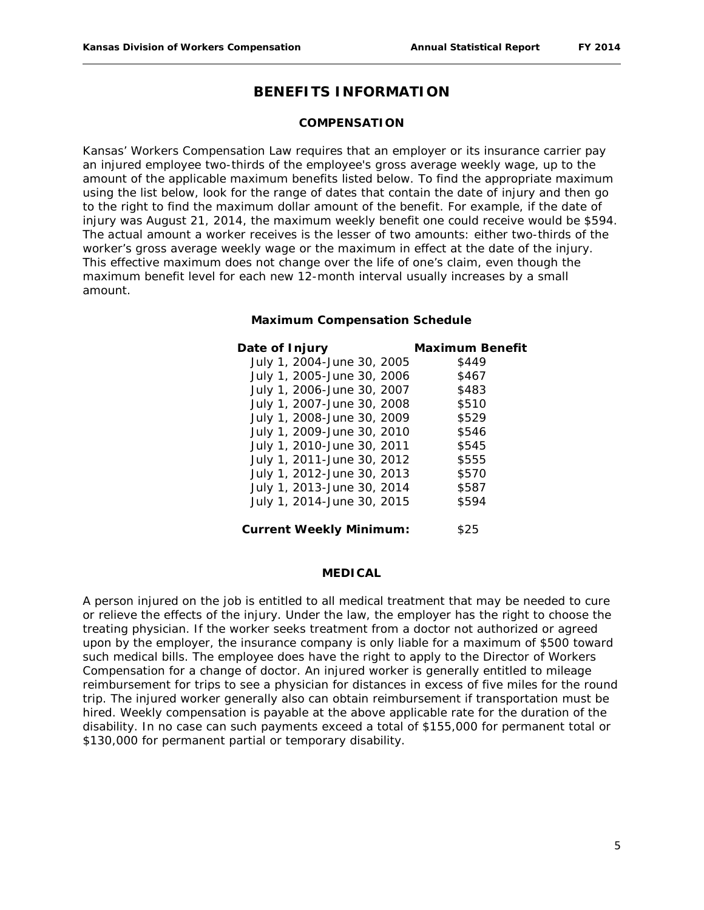# BENEFITS INFORMATION

## COMPENSATION

Kansas' Workers Compensation Law requires that an employer or its insurance carrier pay an injured employee two-thirds of the employee's gross average weekly wage, up to the amount of the applicable maximum benefits listed below. To find the appropriate maximum using the list below, look for the range of dates that contain the date of injury and then go to the right to find the maximum dollar amount of the benefit. For example, if the date of injury was August 21, 2014, the maximum weekly benefit one could receive would be $594. The actual amount a worker receives is the lesser of two amounts: either two-thirds of the worker's gross average weekly wage or the maximum in effect at the date of the injury. This effective maximum does not change over the life of one's claim, even though the maximum benefit level for each new 12-month interval usually increases by a small amount.

### Maximum Compensation Schedule

| Date of Injury | Maximum Benefit |
|---|---|
| July 1, 2004-June 30, 2005 | $449 |
| July 1, 2005-June 30, 2006 | $467 |
| July 1, 2006-June 30, 2007 | $483 |
| July 1, 2007-June 30, 2008 | $510 |
| July 1, 2008-June 30, 2009 | $529 |
| July 1, 2009-June 30, 2010 | $546 |
| July 1, 2010-June 30, 2011 | $545 |
| July 1, 2011-June 30, 2012 | $555 |
| July 1, 2012-June 30, 2013 | $570 |
| July 1, 2013-June 30, 2014 | $587 |
| July 1, 2014-June 30, 2015 | $594 |
| **Current Weekly Minimum:** | $25 |

## MEDICAL

A person injured on the job is entitled to all medical treatment that may be needed to cure or relieve the effects of the injury. Under the law, the employer has the right to choose the treating physician. If the worker seeks treatment from a doctor not authorized or agreed upon by the employer, the insurance company is only liable for a maximum of $500 toward such medical bills. The employee does have the right to apply to the Director of Workers Compensation for a change of doctor. An injured worker is generally entitled to mileage reimbursement for trips to see a physician for distances in excess of five miles for the round trip. The injured worker generally also can obtain reimbursement if transportation must be hired. Weekly compensation is payable at the above applicable rate for the duration of the disability. In no case can such payments exceed a total of $155,000 for permanent total or $130,000 for permanent partial or temporary disability.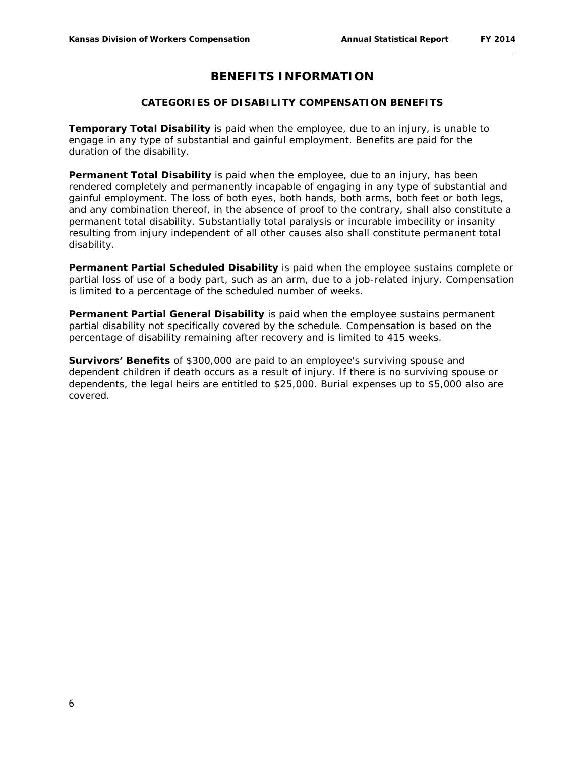# BENEFITS INFORMATION

## CATEGORIES OF DISABILITY COMPENSATION BENEFITS

**Temporary Total Disability** is paid when the employee, due to an injury, is unable to engage in any type of substantial and gainful employment. Benefits are paid for the duration of the disability.

**Permanent Total Disability** is paid when the employee, due to an injury, has been rendered completely and permanently incapable of engaging in any type of substantial and gainful employment. The loss of both eyes, both hands, both arms, both feet or both legs, and any combination thereof, in the absence of proof to the contrary, shall also constitute a permanent total disability. Substantially total paralysis or incurable imbecility or insanity resulting from injury independent of all other causes also shall constitute permanent total disability.

**Permanent Partial Scheduled Disability** is paid when the employee sustains complete or partial loss of use of a body part, such as an arm, due to a job-related injury. Compensation is limited to a percentage of the scheduled number of weeks.

**Permanent Partial General Disability** is paid when the employee sustains permanent partial disability not specifically covered by the schedule. Compensation is based on the percentage of disability remaining after recovery and is limited to 415 weeks.

**Survivors' Benefits** of $300,000 are paid to an employee's surviving spouse and dependent children if death occurs as a result of injury. If there is no surviving spouse or dependents, the legal heirs are entitled to $25,000. Burial expenses up to $5,000 also are covered.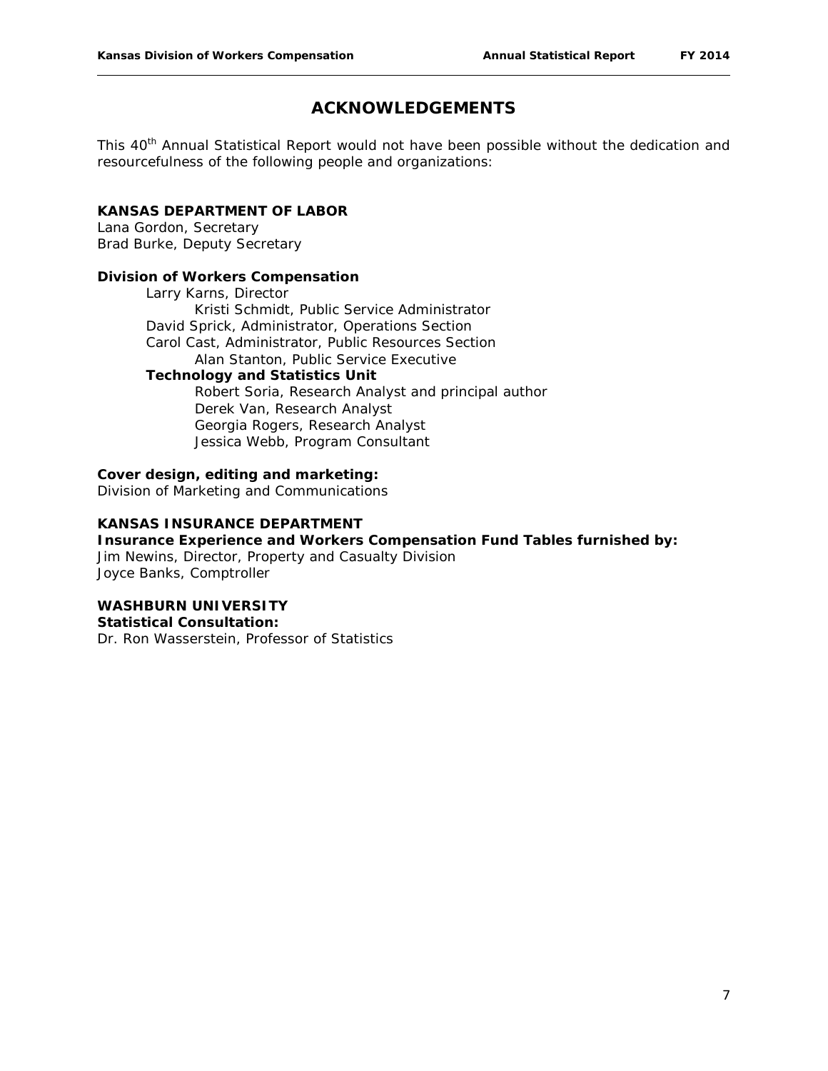# ACKNOWLEDGEMENTS

This 40th Annual Statistical Report would not have been possible without the dedication and resourcefulness of the following people and organizations:

**KANSAS DEPARTMENT OF LABOR**
Lana Gordon, Secretary
Brad Burke, Deputy Secretary

**Division of Workers Compensation**

Larry Karns, Director
    Kristi Schmidt, Public Service Administrator
David Sprick, Administrator, Operations Section
Carol Cast, Administrator, Public Resources Section
    Alan Stanton, Public Service Executive

**Technology and Statistics Unit**

    Robert Soria, Research Analyst and principal author
    Derek Van, Research Analyst
    Georgia Rogers, Research Analyst
    Jessica Webb, Program Consultant

**Cover design, editing and marketing:**
Division of Marketing and Communications

**KANSAS INSURANCE DEPARTMENT**
**Insurance Experience and Workers Compensation Fund Tables furnished by:**
Jim Newins, Director, Property and Casualty Division
Joyce Banks, Comptroller

**WASHBURN UNIVERSITY**
**Statistical Consultation:**
Dr. Ron Wasserstein, Professor of Statistics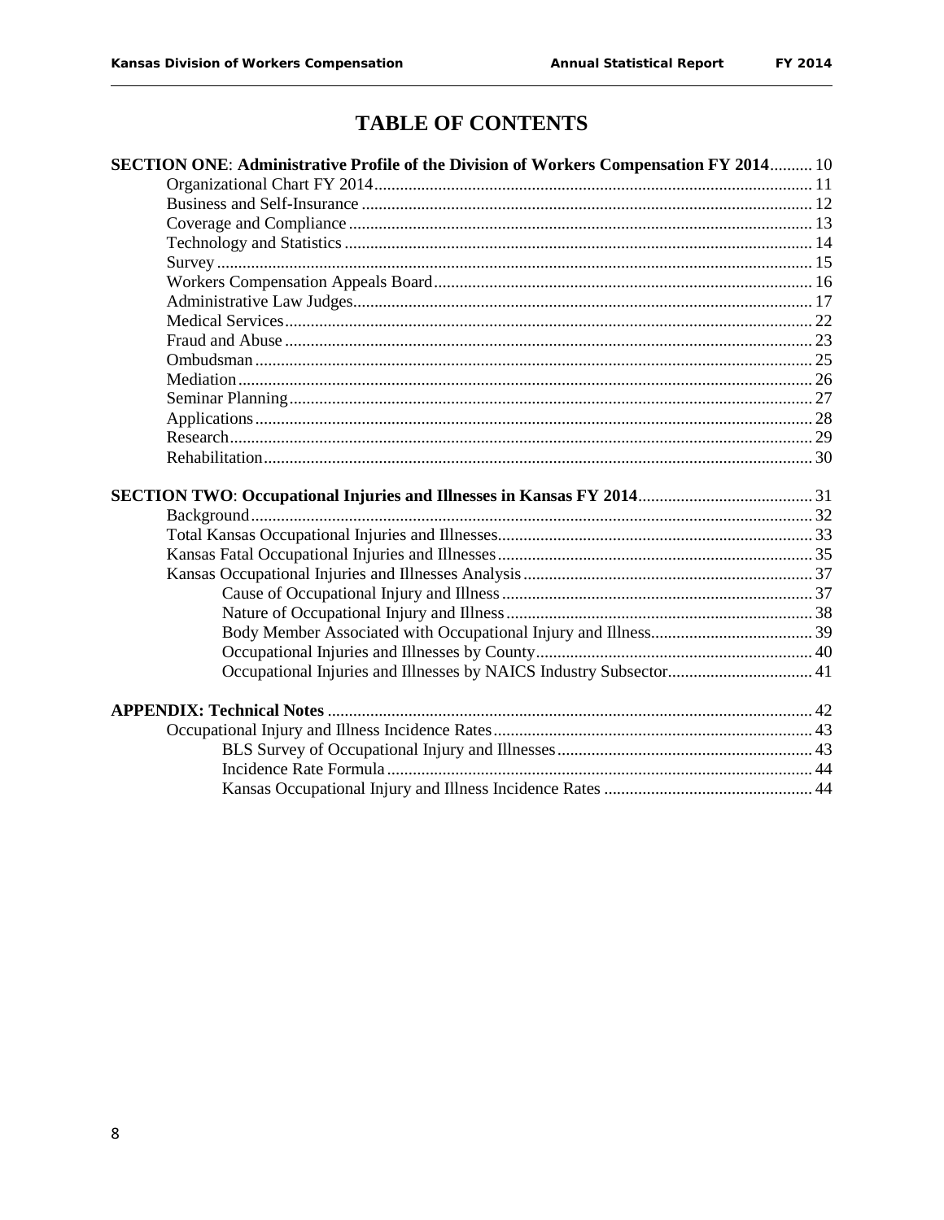# TABLE OF CONTENTS

**SECTION ONE**: **Administrative Profile of the Division of Workers Compensation FY 2014** .......... 10

- Organizational Chart FY 2014 .......... 11
- Business and Self-Insurance .......... 12
- Coverage and Compliance .......... 13
- Technology and Statistics .......... 14
- Survey .......... 15
- Workers Compensation Appeals Board .......... 16
- Administrative Law Judges .......... 17
- Medical Services .......... 22
- Fraud and Abuse .......... 23
- Ombudsman .......... 25
- Mediation .......... 26
- Seminar Planning .......... 27
- Applications .......... 28
- Research .......... 29
- Rehabilitation .......... 30

**SECTION TWO**: **Occupational Injuries and Illnesses in Kansas FY 2014** .......... 31

- Background .......... 32
- Total Kansas Occupational Injuries and Illnesses .......... 33
- Kansas Fatal Occupational Injuries and Illnesses .......... 35
- Kansas Occupational Injuries and Illnesses Analysis .......... 37
  - Cause of Occupational Injury and Illness .......... 37
  - Nature of Occupational Injury and Illness .......... 38
  - Body Member Associated with Occupational Injury and Illness .......... 39
  - Occupational Injuries and Illnesses by County .......... 40
  - Occupational Injuries and Illnesses by NAICS Industry Subsector .......... 41

**APPENDIX: Technical Notes** .......... 42

- Occupational Injury and Illness Incidence Rates .......... 43
  - BLS Survey of Occupational Injury and Illnesses .......... 43
  - Incidence Rate Formula .......... 44
  - Kansas Occupational Injury and Illness Incidence Rates .......... 44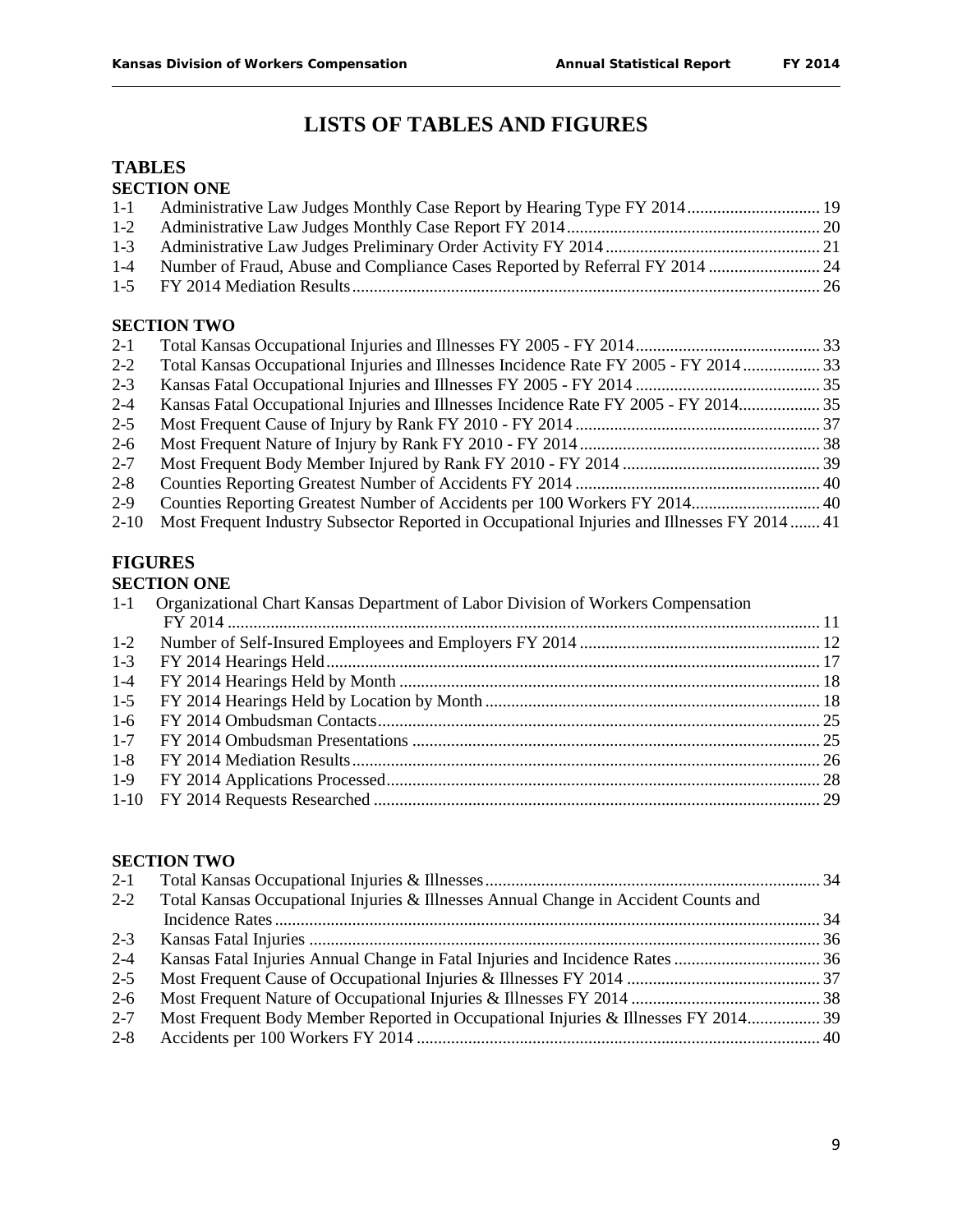# LISTS OF TABLES AND FIGURES

## TABLES

### SECTION ONE

| | | |
|---|---|---|
| 1-1 | Administrative Law Judges Monthly Case Report by Hearing Type FY 2014 | 19 |
| 1-2 | Administrative Law Judges Monthly Case Report FY 2014 | 20 |
| 1-3 | Administrative Law Judges Preliminary Order Activity FY 2014 | 21 |
| 1-4 | Number of Fraud, Abuse and Compliance Cases Reported by Referral FY 2014 | 24 |
| 1-5 | FY 2014 Mediation Results | 26 |

### SECTION TWO

| | | |
|---|---|---|
| 2-1 | Total Kansas Occupational Injuries and Illnesses FY 2005 - FY 2014 | 33 |
| 2-2 | Total Kansas Occupational Injuries and Illnesses Incidence Rate FY 2005 - FY 2014 | 33 |
| 2-3 | Kansas Fatal Occupational Injuries and Illnesses FY 2005 - FY 2014 | 35 |
| 2-4 | Kansas Fatal Occupational Injuries and Illnesses Incidence Rate FY 2005 - FY 2014 | 35 |
| 2-5 | Most Frequent Cause of Injury by Rank FY 2010 - FY 2014 | 37 |
| 2-6 | Most Frequent Nature of Injury by Rank FY 2010 - FY 2014 | 38 |
| 2-7 | Most Frequent Body Member Injured by Rank FY 2010 - FY 2014 | 39 |
| 2-8 | Counties Reporting Greatest Number of Accidents FY 2014 | 40 |
| 2-9 | Counties Reporting Greatest Number of Accidents per 100 Workers FY 2014 | 40 |
| 2-10 | Most Frequent Industry Subsector Reported in Occupational Injuries and Illnesses FY 2014 | 41 |

## FIGURES

### SECTION ONE

| | | |
|---|---|---|
| 1-1 | Organizational Chart Kansas Department of Labor Division of Workers Compensation FY 2014 | 11 |
| 1-2 | Number of Self-Insured Employees and Employers FY 2014 | 12 |
| 1-3 | FY 2014 Hearings Held | 17 |
| 1-4 | FY 2014 Hearings Held by Month | 18 |
| 1-5 | FY 2014 Hearings Held by Location by Month | 18 |
| 1-6 | FY 2014 Ombudsman Contacts | 25 |
| 1-7 | FY 2014 Ombudsman Presentations | 25 |
| 1-8 | FY 2014 Mediation Results | 26 |
| 1-9 | FY 2014 Applications Processed | 28 |
| 1-10 | FY 2014 Requests Researched | 29 |

### SECTION TWO

| | | |
|---|---|---|
| 2-1 | Total Kansas Occupational Injuries & Illnesses | 34 |
| 2-2 | Total Kansas Occupational Injuries & Illnesses Annual Change in Accident Counts and Incidence Rates | 34 |
| 2-3 | Kansas Fatal Injuries | 36 |
| 2-4 | Kansas Fatal Injuries Annual Change in Fatal Injuries and Incidence Rates | 36 |
| 2-5 | Most Frequent Cause of Occupational Injuries & Illnesses FY 2014 | 37 |
| 2-6 | Most Frequent Nature of Occupational Injuries & Illnesses FY 2014 | 38 |
| 2-7 | Most Frequent Body Member Reported in Occupational Injuries & Illnesses FY 2014 | 39 |
| 2-8 | Accidents per 100 Workers FY 2014 | 40 |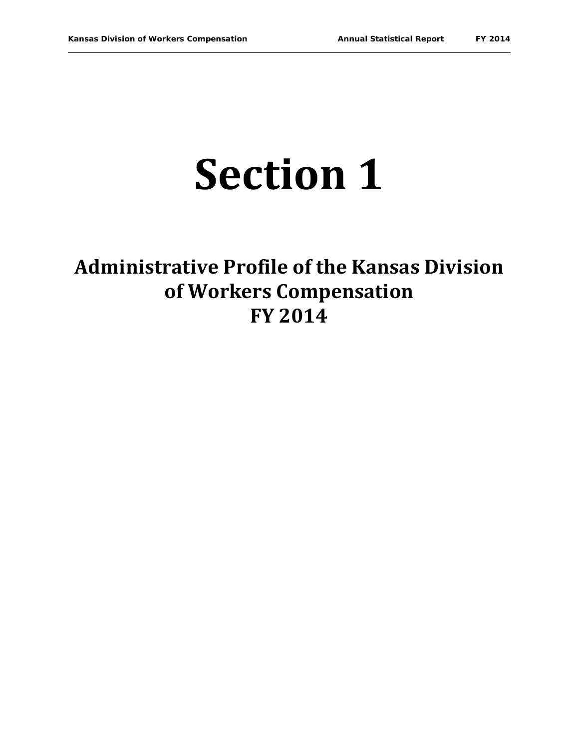# Section 1

## Administrative Profile of the Kansas Division of Workers Compensation FY 2014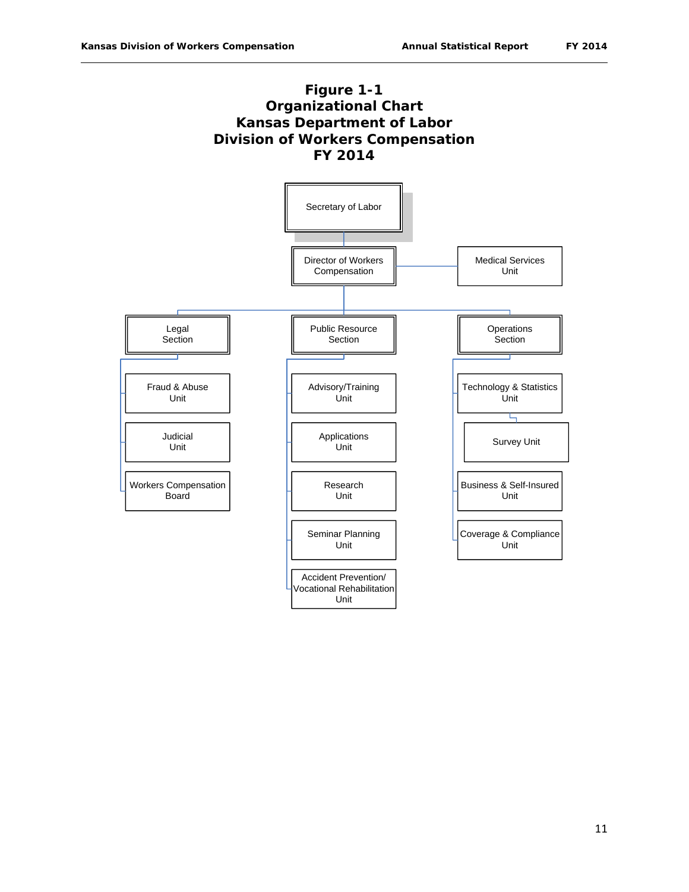# Figure 1-1
# Organizational Chart
# Kansas Department of Labor
# Division of Workers Compensation
# FY 2014

- Secretary of Labor
  - Director of Workers Compensation
    - Medical Services Unit
    - Legal Section
      - Fraud & Abuse Unit
      - Judicial Unit
      - Workers Compensation Board
    - Public Resource Section
      - Advisory/Training Unit
      - Applications Unit
      - Research Unit
      - Seminar Planning Unit
      - Accident Prevention/ Vocational Rehabilitation Unit
    - Operations Section
      - Technology & Statistics Unit
        - Survey Unit
      - Business & Self-Insured Unit
      - Coverage & Compliance Unit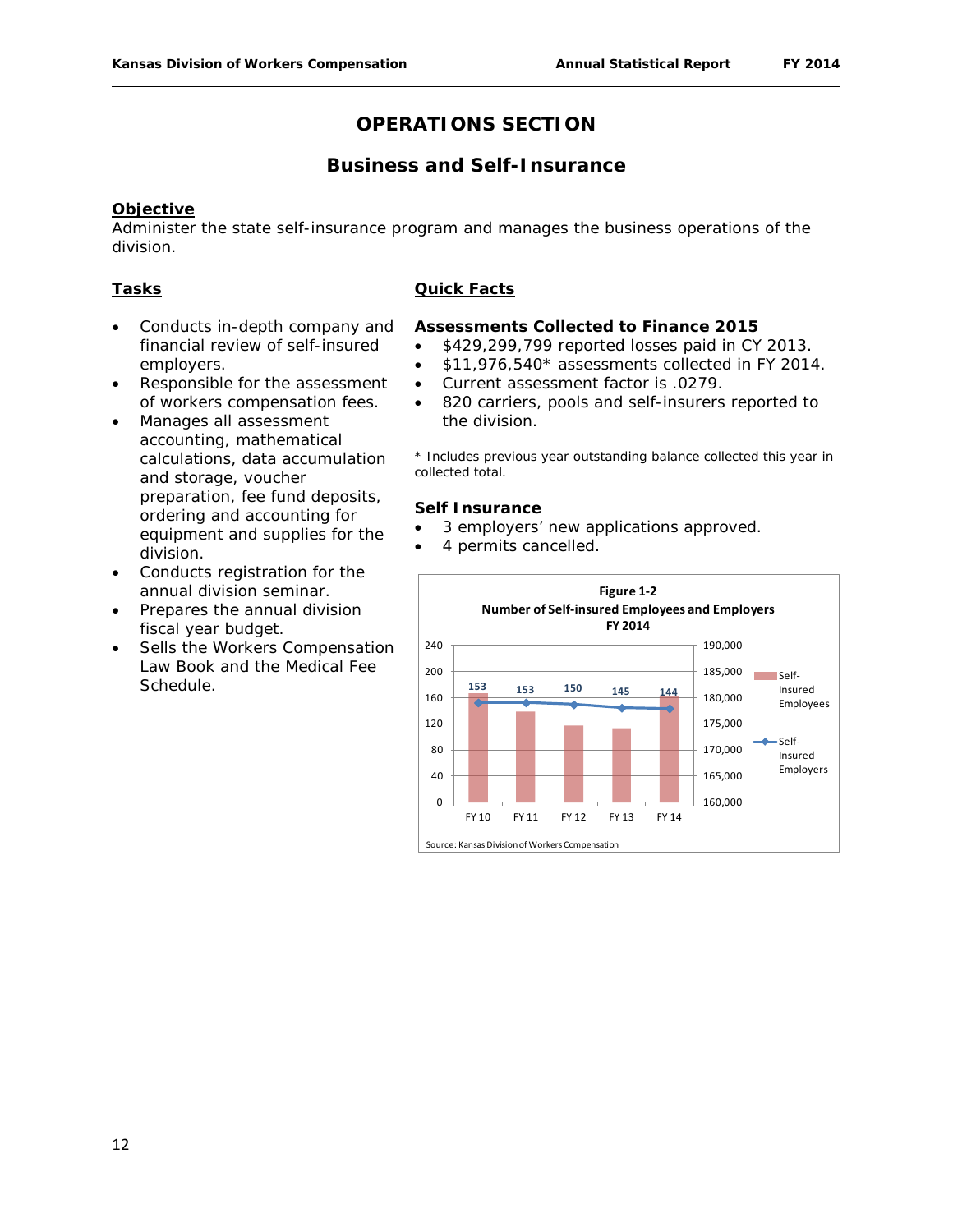# OPERATIONS SECTION

## Business and Self-Insurance

**Objective**

Administer the state self-insurance program and manages the business operations of the division.

**Tasks**

- Conducts in-depth company and financial review of self-insured employers.
- Responsible for the assessment of workers compensation fees.
- Manages all assessment accounting, mathematical calculations, data accumulation and storage, voucher preparation, fee fund deposits, ordering and accounting for equipment and supplies for the division.
- Conducts registration for the annual division seminar.
- Prepares the annual division fiscal year budget.
- Sells the Workers Compensation Law Book and the Medical Fee Schedule.

**Quick Facts**

### Assessments Collected to Finance 2015

- $429,299,799 reported losses paid in CY 2013.
- $11,976,540* assessments collected in FY 2014.
- Current assessment factor is .0279.
- 820 carriers, pools and self-insurers reported to the division.

\* Includes previous year outstanding balance collected this year in collected total.

### Self Insurance

- 3 employers' new applications approved.
- 4 permits cancelled.

**Figure 1-2**
**Number of Self-insured Employees and Employers**
**FY 2014**

| | FY 10 | FY 11 | FY 12 | FY 13 | FY 14 |
|---|---|---|---|---|---|
| Self-Insured Employers | 153 | 153 | 150 | 145 | 144 |

Source: Kansas Division of Workers Compensation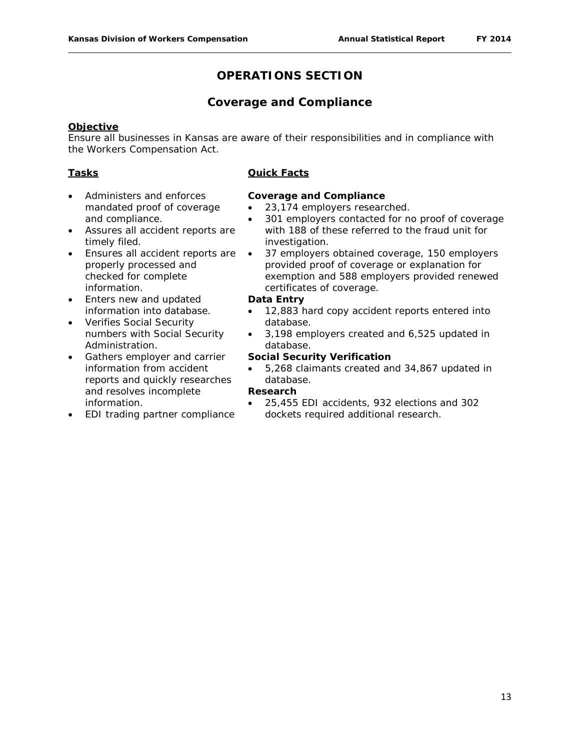# OPERATIONS SECTION

## Coverage and Compliance

**Objective**

Ensure all businesses in Kansas are aware of their responsibilities and in compliance with the Workers Compensation Act.

**Tasks**

- Administers and enforces mandated proof of coverage and compliance.
- Assures all accident reports are timely filed.
- Ensures all accident reports are properly processed and checked for complete information.
- Enters new and updated information into database.
- Verifies Social Security numbers with Social Security Administration.
- Gathers employer and carrier information from accident reports and quickly researches and resolves incomplete information.
- EDI trading partner compliance

**Quick Facts**

**Coverage and Compliance**

- 23,174 employers researched.
- 301 employers contacted for no proof of coverage with 188 of these referred to the fraud unit for investigation.
- 37 employers obtained coverage, 150 employers provided proof of coverage or explanation for exemption and 588 employers provided renewed certificates of coverage.

**Data Entry**

- 12,883 hard copy accident reports entered into database.
- 3,198 employers created and 6,525 updated in database.

**Social Security Verification**

- 5,268 claimants created and 34,867 updated in database.

**Research**

- 25,455 EDI accidents, 932 elections and 302 dockets required additional research.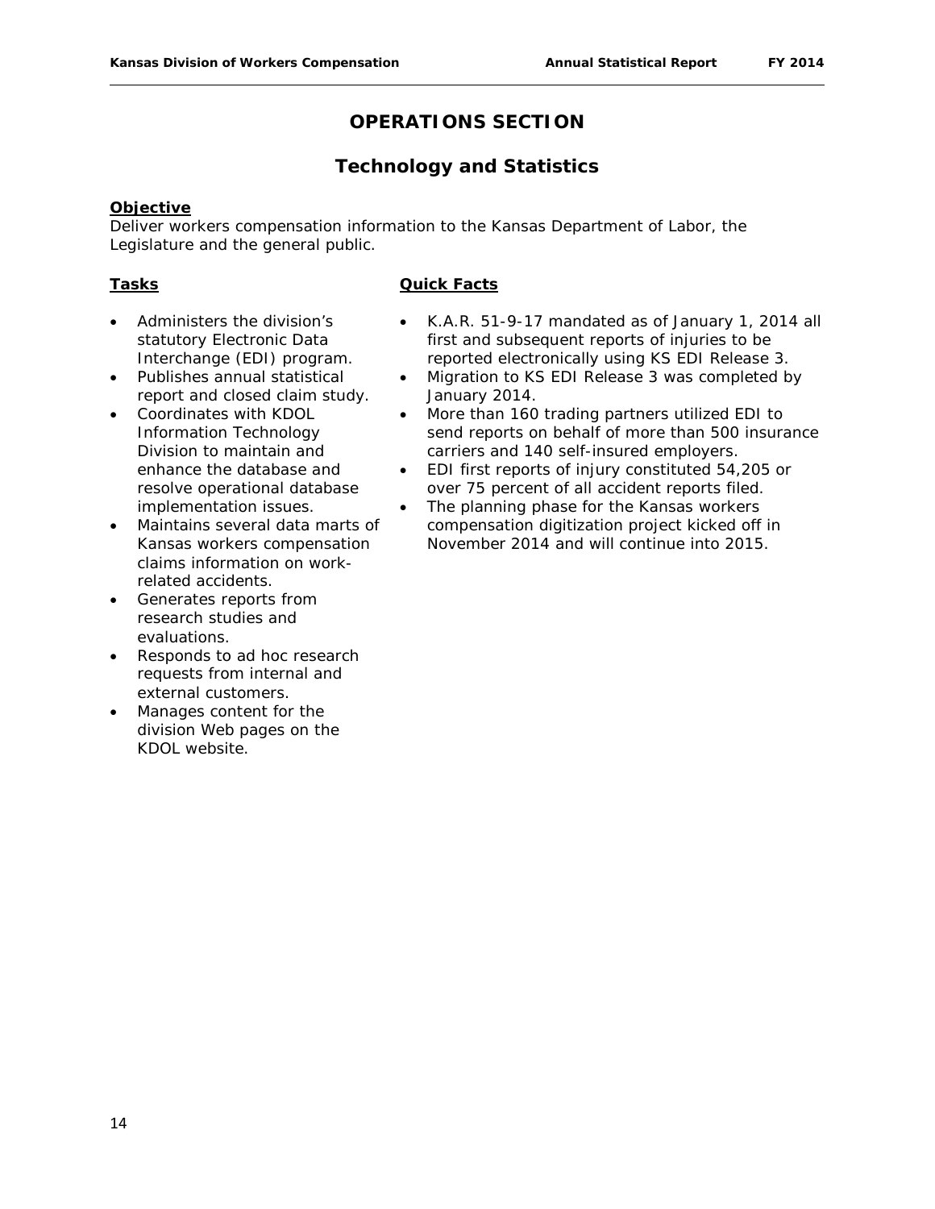# OPERATIONS SECTION

## Technology and Statistics

**Objective**

Deliver workers compensation information to the Kansas Department of Labor, the Legislature and the general public.

**Tasks**

- Administers the division's statutory Electronic Data Interchange (EDI) program.
- Publishes annual statistical report and closed claim study.
- Coordinates with KDOL Information Technology Division to maintain and enhance the database and resolve operational database implementation issues.
- Maintains several data marts of Kansas workers compensation claims information on work-related accidents.
- Generates reports from research studies and evaluations.
- Responds to ad hoc research requests from internal and external customers.
- Manages content for the division Web pages on the KDOL website.

**Quick Facts**

- K.A.R. 51-9-17 mandated as of January 1, 2014 all first and subsequent reports of injuries to be reported electronically using KS EDI Release 3.
- Migration to KS EDI Release 3 was completed by January 2014.
- More than 160 trading partners utilized EDI to send reports on behalf of more than 500 insurance carriers and 140 self-insured employers.
- EDI first reports of injury constituted 54,205 or over 75 percent of all accident reports filed.
- The planning phase for the Kansas workers compensation digitization project kicked off in November 2014 and will continue into 2015.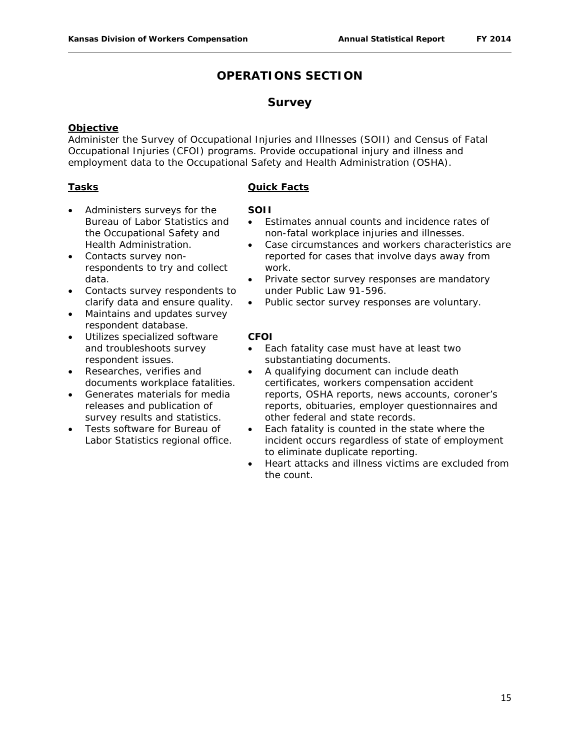# OPERATIONS SECTION

## Survey

**Objective**

Administer the Survey of Occupational Injuries and Illnesses (SOII) and Census of Fatal Occupational Injuries (CFOI) programs. Provide occupational injury and illness and employment data to the Occupational Safety and Health Administration (OSHA).

**Tasks**

- Administers surveys for the Bureau of Labor Statistics and the Occupational Safety and Health Administration.
- Contacts survey non-respondents to try and collect data.
- Contacts survey respondents to clarify data and ensure quality.
- Maintains and updates survey respondent database.
- Utilizes specialized software and troubleshoots survey respondent issues.
- Researches, verifies and documents workplace fatalities.
- Generates materials for media releases and publication of survey results and statistics.
- Tests software for Bureau of Labor Statistics regional office.

**Quick Facts**

**SOII**

- Estimates annual counts and incidence rates of non-fatal workplace injuries and illnesses.
- Case circumstances and workers characteristics are reported for cases that involve days away from work.
- Private sector survey responses are mandatory under Public Law 91-596.
- Public sector survey responses are voluntary.

**CFOI**

- Each fatality case must have at least two substantiating documents.
- A qualifying document can include death certificates, workers compensation accident reports, OSHA reports, news accounts, coroner's reports, obituaries, employer questionnaires and other federal and state records.
- Each fatality is counted in the state where the incident occurs regardless of state of employment to eliminate duplicate reporting.
- Heart attacks and illness victims are excluded from the count.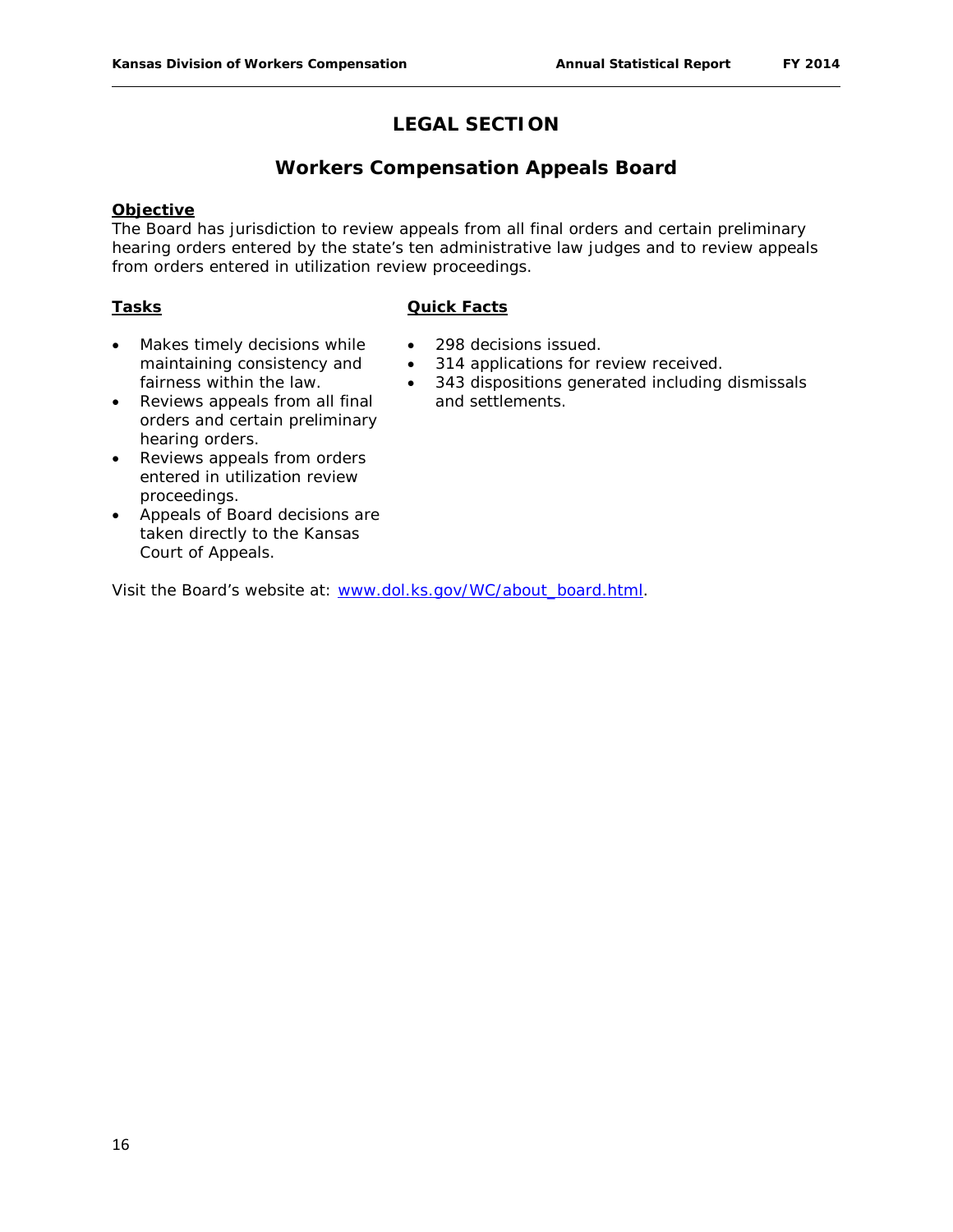# LEGAL SECTION

## Workers Compensation Appeals Board

**Objective**

The Board has jurisdiction to review appeals from all final orders and certain preliminary hearing orders entered by the state's ten administrative law judges and to review appeals from orders entered in utilization review proceedings.

**Tasks**

- Makes timely decisions while maintaining consistency and fairness within the law.
- Reviews appeals from all final orders and certain preliminary hearing orders.
- Reviews appeals from orders entered in utilization review proceedings.
- Appeals of Board decisions are taken directly to the Kansas Court of Appeals.

**Quick Facts**

- 298 decisions issued.
- 314 applications for review received.
- 343 dispositions generated including dismissals and settlements.

Visit the Board's website at: www.dol.ks.gov/WC/about_board.html.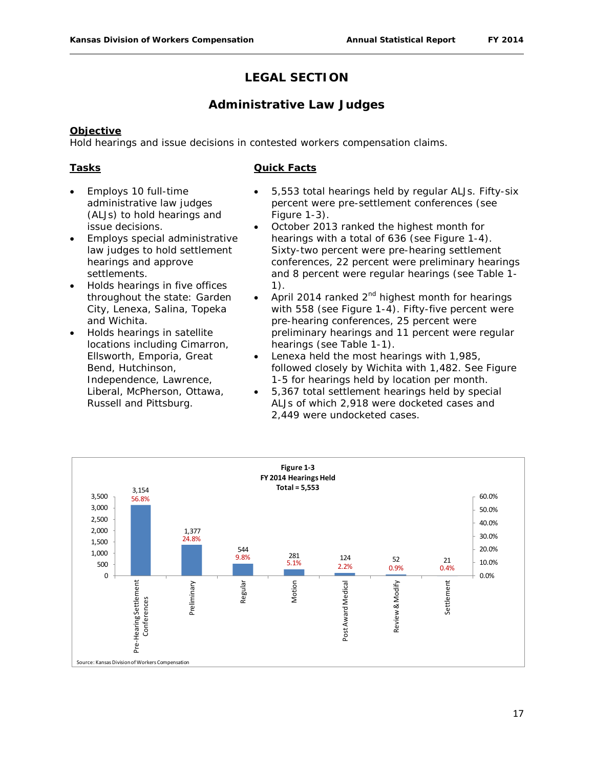# LEGAL SECTION

## Administrative Law Judges

**Objective**

Hold hearings and issue decisions in contested workers compensation claims.

**Tasks**

- Employs 10 full-time administrative law judges (ALJs) to hold hearings and issue decisions.
- Employs special administrative law judges to hold settlement hearings and approve settlements.
- Holds hearings in five offices throughout the state: Garden City, Lenexa, Salina, Topeka and Wichita.
- Holds hearings in satellite locations including Cimarron, Ellsworth, Emporia, Great Bend, Hutchinson, Independence, Lawrence, Liberal, McPherson, Ottawa, Russell and Pittsburg.

**Quick Facts**

- 5,553 total hearings held by regular ALJs. Fifty-six percent were pre-settlement conferences (see Figure 1-3).
- October 2013 ranked the highest month for hearings with a total of 636 (see Figure 1-4). Sixty-two percent were pre-hearing settlement conferences, 22 percent were preliminary hearings and 8 percent were regular hearings (see Table 1-1).
- April 2014 ranked 2nd highest month for hearings with 558 (see Figure 1-4). Fifty-five percent were pre-hearing conferences, 25 percent were preliminary hearings and 11 percent were regular hearings (see Table 1-1).
- Lenexa held the most hearings with 1,985, followed closely by Wichita with 1,482. See Figure 1-5 for hearings held by location per month.
- 5,367 total settlement hearings held by special ALJs of which 2,918 were docketed cases and 2,449 were undocketed cases.

**Figure 1-3**
**FY 2014 Hearings Held**
**Total = 5,553**

| Hearing Type | Number | Percent |
|---|---|---|
| Pre-Hearing Settlement Conferences | 3,154 | 56.8% |
| Preliminary | 1,377 | 24.8% |
| Regular | 544 | 9.8% |
| Motion | 281 | 5.1% |
| Post Award Medical | 124 | 2.2% |
| Review & Modify | 52 | 0.9% |
| Settlement | 21 | 0.4% |

Source: Kansas Division of Workers Compensation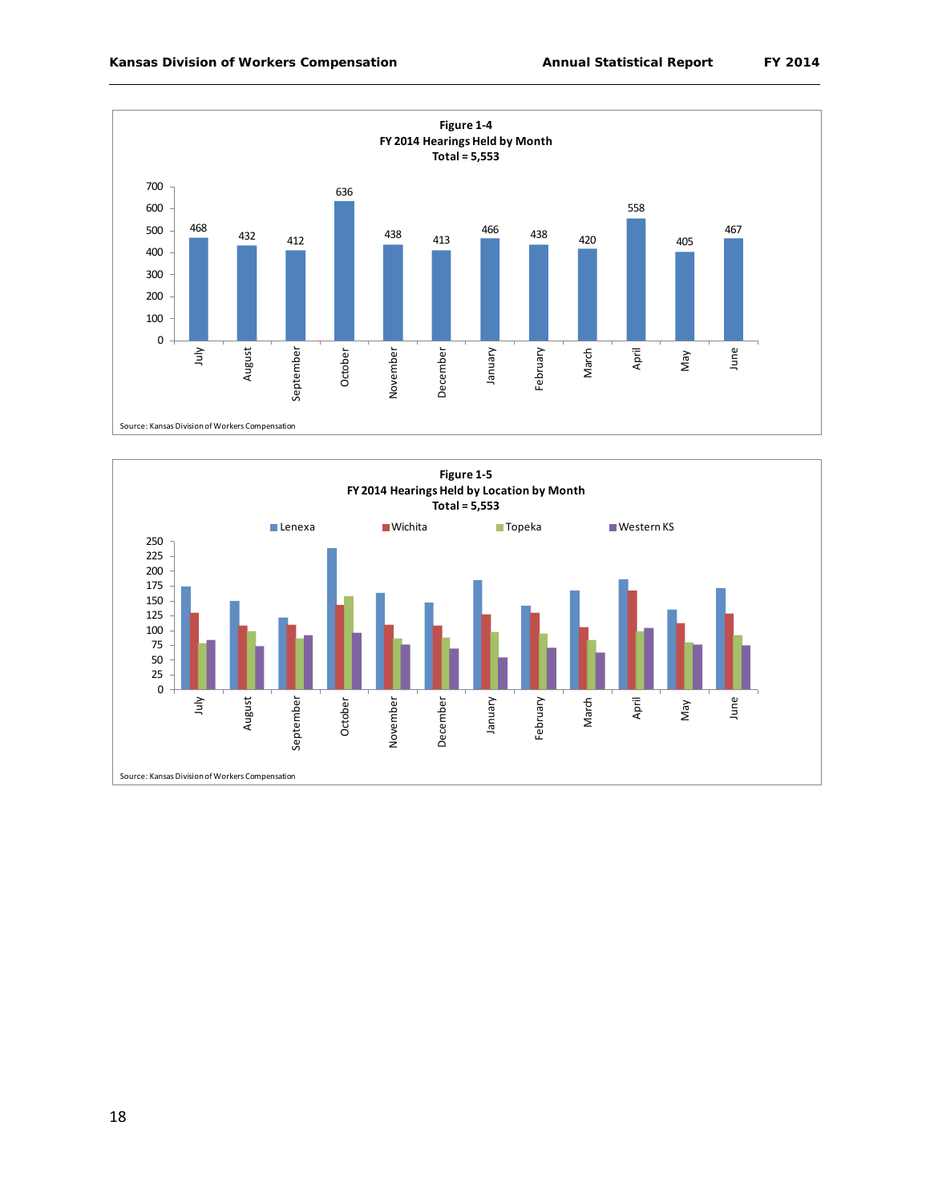**Figure 1-4**
**FY 2014 Hearings Held by Month**
**Total = 5,553**

| Month | Hearings |
|---|---|
| July | 468 |
| August | 432 |
| September | 412 |
| October | 636 |
| November | 438 |
| December | 413 |
| January | 466 |
| February | 438 |
| March | 420 |
| April | 558 |
| May | 405 |
| June | 467 |

Source: Kansas Division of Workers Compensation

**Figure 1-5**
**FY 2014 Hearings Held by Location by Month**
**Total = 5,553**

Lenexa, Wichita, Topeka, Western KS

Source: Kansas Division of Workers Compensation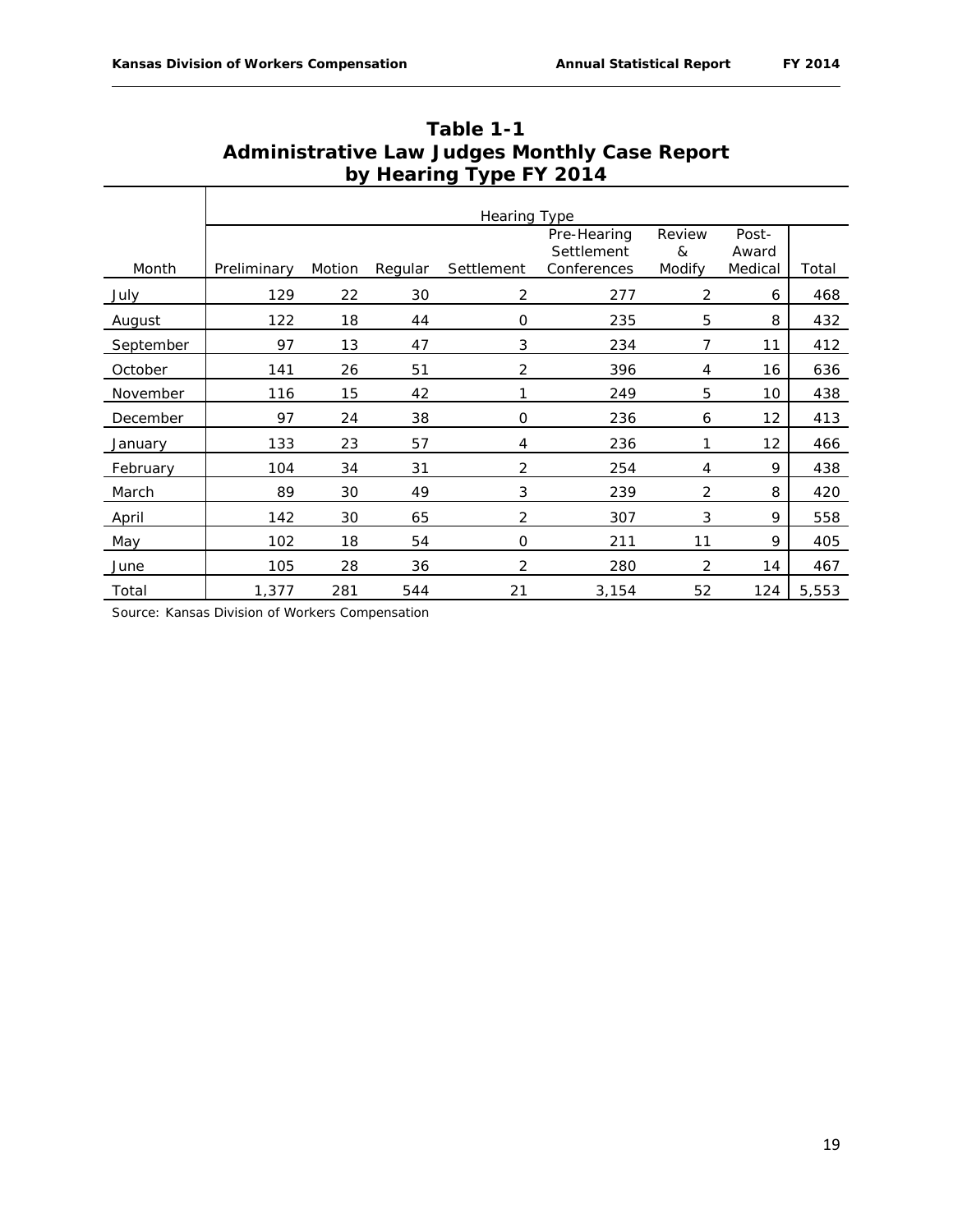# Table 1-1
## Administrative Law Judges Monthly Case Report by Hearing Type FY 2014

| | Hearing Type | | | | | | | |
|---|---|---|---|---|---|---|---|---|
| Month | Preliminary | Motion | Regular | Settlement | Pre-Hearing Settlement Conferences | Review & Modify | Post-Award Medical | Total |
| July | 129 | 22 | 30 | 2 | 277 | 2 | 6 | 468 |
| August | 122 | 18 | 44 | 0 | 235 | 5 | 8 | 432 |
| September | 97 | 13 | 47 | 3 | 234 | 7 | 11 | 412 |
| October | 141 | 26 | 51 | 2 | 396 | 4 | 16 | 636 |
| November | 116 | 15 | 42 | 1 | 249 | 5 | 10 | 438 |
| December | 97 | 24 | 38 | 0 | 236 | 6 | 12 | 413 |
| January | 133 | 23 | 57 | 4 | 236 | 1 | 12 | 466 |
| February | 104 | 34 | 31 | 2 | 254 | 4 | 9 | 438 |
| March | 89 | 30 | 49 | 3 | 239 | 2 | 8 | 420 |
| April | 142 | 30 | 65 | 2 | 307 | 3 | 9 | 558 |
| May | 102 | 18 | 54 | 0 | 211 | 11 | 9 | 405 |
| June | 105 | 28 | 36 | 2 | 280 | 2 | 14 | 467 |
| Total | 1,377 | 281 | 544 | 21 | 3,154 | 52 | 124 | 5,553 |

Source: Kansas Division of Workers Compensation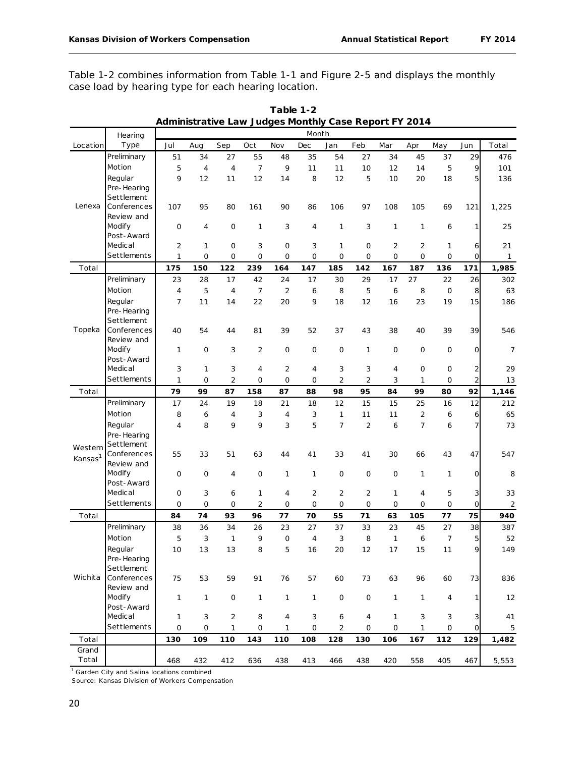Table 1-2 combines information from Table 1-1 and Figure 2-5 and displays the monthly case load by hearing type for each hearing location.

**Table 1-2**
**Administrative Law Judges Monthly Case Report FY 2014**

| Location | Hearing Type | Jul | Aug | Sep | Oct | Nov | Dec | Jan | Feb | Mar | Apr | May | Jun | Total |
|---|---|---|---|---|---|---|---|---|---|---|---|---|---|---|
| Lenexa | Preliminary | 51 | 34 | 27 | 55 | 48 | 35 | 54 | 27 | 34 | 45 | 37 | 29 | 476 |
| | Motion | 5 | 4 | 4 | 7 | 9 | 11 | 11 | 10 | 12 | 14 | 5 | 9 | 101 |
| | Regular | 9 | 12 | 11 | 12 | 14 | 8 | 12 | 5 | 10 | 20 | 18 | 5 | 136 |
| | Pre-Hearing Settlement Conferences | 107 | 95 | 80 | 161 | 90 | 86 | 106 | 97 | 108 | 105 | 69 | 121 | 1,225 |
| | Review and Modify | 0 | 4 | 0 | 1 | 3 | 4 | 1 | 3 | 1 | 1 | 6 | 1 | 25 |
| | Post-Award Medical | 2 | 1 | 0 | 3 | 0 | 3 | 1 | 0 | 2 | 2 | 1 | 6 | 21 |
| | Settlements | 1 | 0 | 0 | 0 | 0 | 0 | 0 | 0 | 0 | 0 | 0 | 0 | 1 |
| Total | | **175** | **150** | **122** | **239** | **164** | **147** | **185** | **142** | **167** | **187** | **136** | **171** | **1,985** |
| Topeka | Preliminary | 23 | 28 | 17 | 42 | 24 | 17 | 30 | 29 | 17 | 27 | 22 | 26 | 302 |
| | Motion | 4 | 5 | 4 | 7 | 2 | 6 | 8 | 5 | 6 | 8 | 0 | 8 | 63 |
| | Regular | 7 | 11 | 14 | 22 | 20 | 9 | 18 | 12 | 16 | 23 | 19 | 15 | 186 |
| | Pre-Hearing Settlement Conferences | 40 | 54 | 44 | 81 | 39 | 52 | 37 | 43 | 38 | 40 | 39 | 39 | 546 |
| | Review and Modify | 1 | 0 | 3 | 2 | 0 | 0 | 0 | 1 | 0 | 0 | 0 | 0 | 7 |
| | Post-Award Medical | 3 | 1 | 3 | 4 | 2 | 4 | 3 | 3 | 4 | 0 | 0 | 2 | 29 |
| | Settlements | 1 | 0 | 2 | 0 | 0 | 0 | 2 | 2 | 3 | 1 | 0 | 2 | 13 |
| Total | | **79** | **99** | **87** | **158** | **87** | **88** | **98** | **95** | **84** | **99** | **80** | **92** | **1,146** |
| Western Kansas[1] | Preliminary | 17 | 24 | 19 | 18 | 21 | 18 | 12 | 15 | 15 | 25 | 16 | 12 | 212 |
| | Motion | 8 | 6 | 4 | 3 | 4 | 3 | 1 | 11 | 11 | 2 | 6 | 6 | 65 |
| | Regular | 4 | 8 | 9 | 9 | 3 | 5 | 7 | 2 | 6 | 7 | 6 | 7 | 73 |
| | Pre-Hearing Settlement Conferences | 55 | 33 | 51 | 63 | 44 | 41 | 33 | 41 | 30 | 66 | 43 | 47 | 547 |
| | Review and Modify | 0 | 0 | 4 | 0 | 1 | 1 | 0 | 0 | 0 | 1 | 1 | 0 | 8 |
| | Post-Award Medical | 0 | 3 | 6 | 1 | 4 | 2 | 2 | 2 | 1 | 4 | 5 | 3 | 33 |
| | Settlements | 0 | 0 | 0 | 2 | 0 | 0 | 0 | 0 | 0 | 0 | 0 | 0 | 2 |
| Total | | **84** | **74** | **93** | **96** | **77** | **70** | **55** | **71** | **63** | **105** | **77** | **75** | **940** |
| Wichita | Preliminary | 38 | 36 | 34 | 26 | 23 | 27 | 37 | 33 | 23 | 45 | 27 | 38 | 387 |
| | Motion | 5 | 3 | 1 | 9 | 0 | 4 | 3 | 8 | 1 | 6 | 7 | 5 | 52 |
| | Regular | 10 | 13 | 13 | 8 | 5 | 16 | 20 | 12 | 17 | 15 | 11 | 9 | 149 |
| | Pre-Hearing Settlement Conferences | 75 | 53 | 59 | 91 | 76 | 57 | 60 | 73 | 63 | 96 | 60 | 73 | 836 |
| | Review and Modify | 1 | 1 | 0 | 1 | 1 | 1 | 0 | 0 | 1 | 1 | 4 | 1 | 12 |
| | Post-Award Medical | 1 | 3 | 2 | 8 | 4 | 3 | 6 | 4 | 1 | 3 | 3 | 3 | 41 |
| | Settlements | 0 | 0 | 1 | 0 | 1 | 0 | 2 | 0 | 0 | 1 | 0 | 0 | 5 |
| Total | | **130** | **109** | **110** | **143** | **110** | **108** | **128** | **130** | **106** | **167** | **112** | **129** | **1,482** |
| Grand Total | | 468 | 432 | 412 | 636 | 438 | 413 | 466 | 438 | 420 | 558 | 405 | 467 | 5,553 |

[1] Garden City and Salina locations combined

Source: Kansas Division of Workers Compensation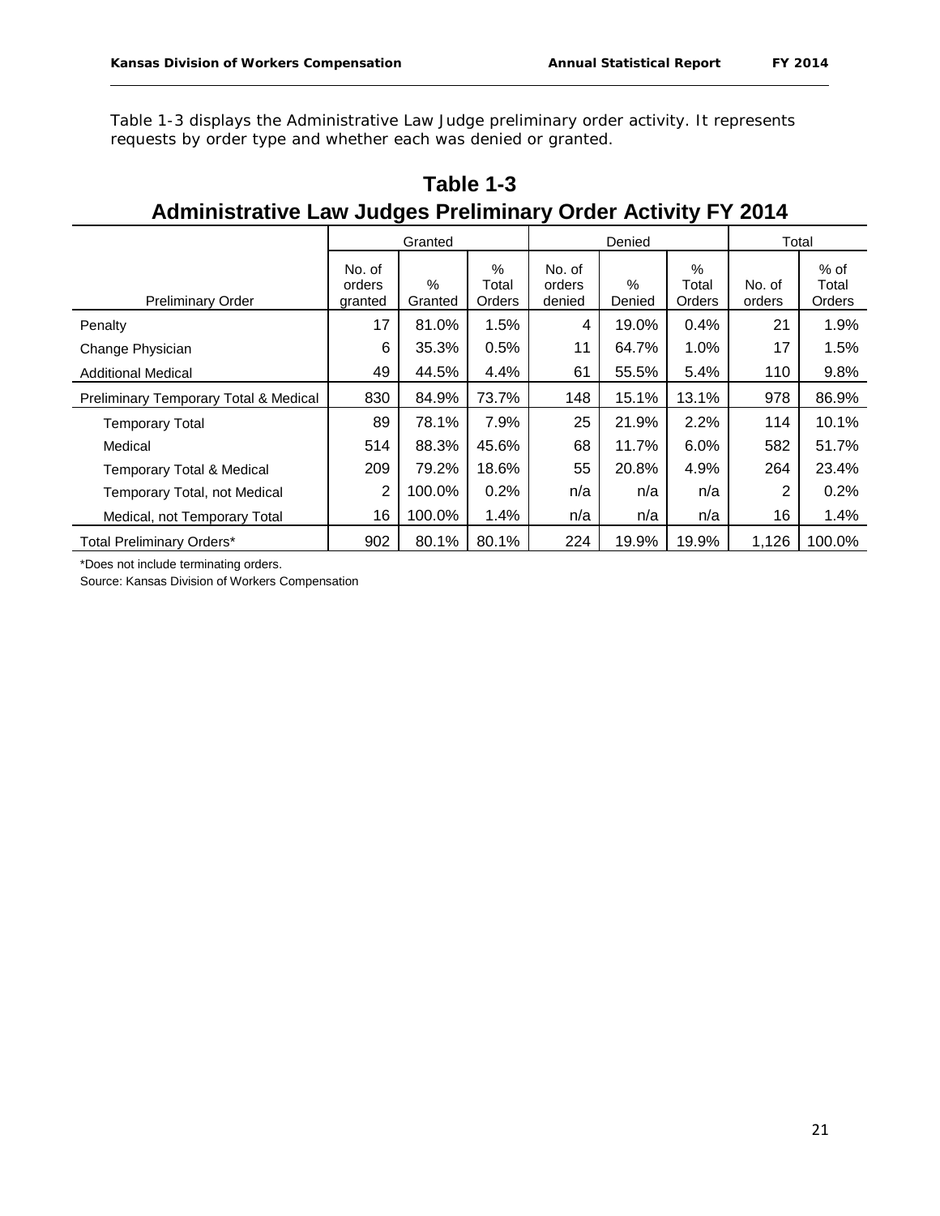Table 1-3 displays the Administrative Law Judge preliminary order activity. It represents requests by order type and whether each was denied or granted.

# Table 1-3
## Administrative Law Judges Preliminary Order Activity FY 2014

| Preliminary Order | Granted | | | Denied | | | Total | |
|---|---|---|---|---|---|---|---|---|
| | No. of orders granted | % Granted | % Total Orders | No. of orders denied | % Denied | % Total Orders | No. of orders | % of Total Orders |
| Penalty | 17 | 81.0% | 1.5% | 4 | 19.0% | 0.4% | 21 | 1.9% |
| Change Physician | 6 | 35.3% | 0.5% | 11 | 64.7% | 1.0% | 17 | 1.5% |
| Additional Medical | 49 | 44.5% | 4.4% | 61 | 55.5% | 5.4% | 110 | 9.8% |
| Preliminary Temporary Total & Medical | 830 | 84.9% | 73.7% | 148 | 15.1% | 13.1% | 978 | 86.9% |
| Temporary Total | 89 | 78.1% | 7.9% | 25 | 21.9% | 2.2% | 114 | 10.1% |
| Medical | 514 | 88.3% | 45.6% | 68 | 11.7% | 6.0% | 582 | 51.7% |
| Temporary Total & Medical | 209 | 79.2% | 18.6% | 55 | 20.8% | 4.9% | 264 | 23.4% |
| Temporary Total, not Medical | 2 | 100.0% | 0.2% | n/a | n/a | n/a | 2 | 0.2% |
| Medical, not Temporary Total | 16 | 100.0% | 1.4% | n/a | n/a | n/a | 16 | 1.4% |
| Total Preliminary Orders* | 902 | 80.1% | 80.1% | 224 | 19.9% | 19.9% | 1,126 | 100.0% |

*Does not include terminating orders.

Source: Kansas Division of Workers Compensation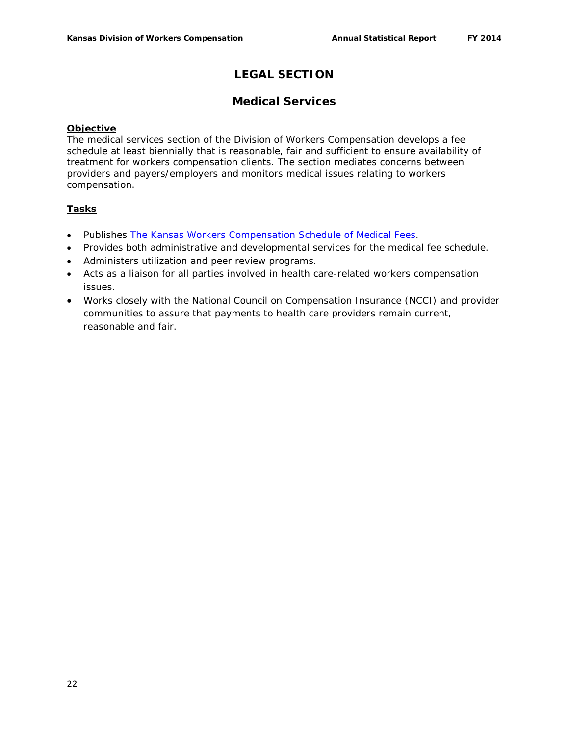# LEGAL SECTION

## Medical Services

**Objective**

The medical services section of the Division of Workers Compensation develops a fee schedule at least biennially that is reasonable, fair and sufficient to ensure availability of treatment for workers compensation clients. The section mediates concerns between providers and payers/employers and monitors medical issues relating to workers compensation.

**Tasks**

- Publishes The Kansas Workers Compensation Schedule of Medical Fees.
- Provides both administrative and developmental services for the medical fee schedule.
- Administers utilization and peer review programs.
- Acts as a liaison for all parties involved in health care-related workers compensation issues.
- Works closely with the National Council on Compensation Insurance (NCCI) and provider communities to assure that payments to health care providers remain current, reasonable and fair.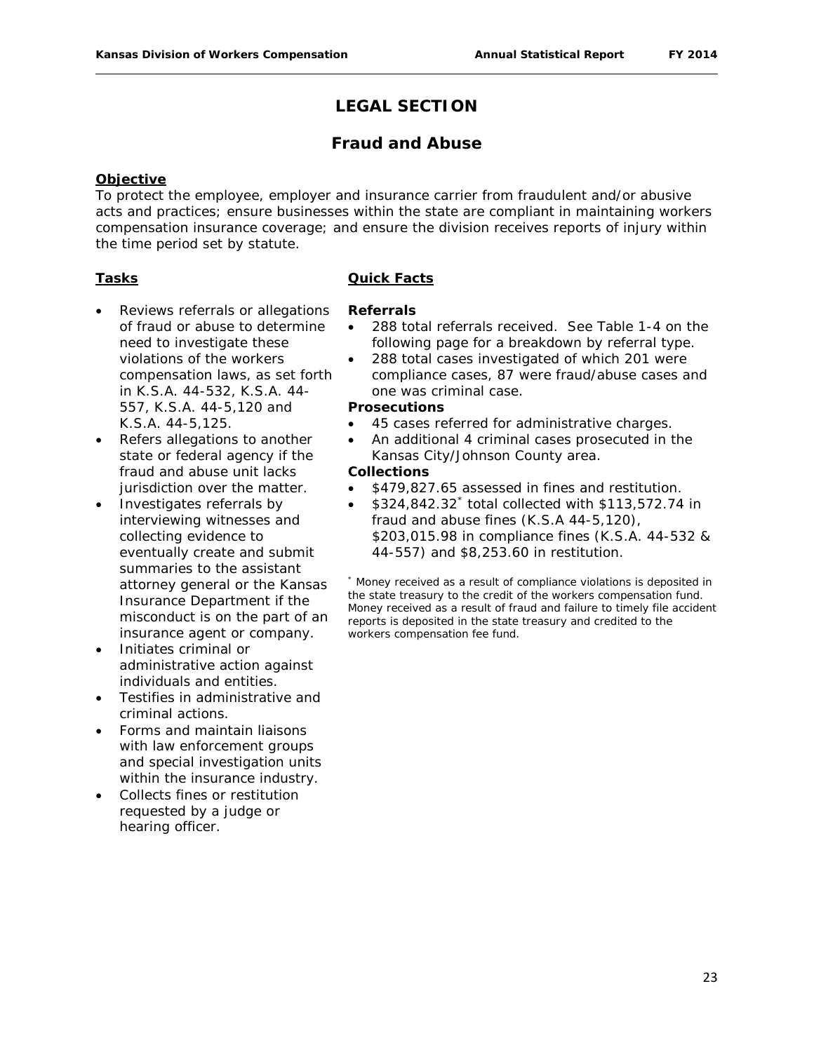# LEGAL SECTION

## Fraud and Abuse

**Objective**

To protect the employee, employer and insurance carrier from fraudulent and/or abusive acts and practices; ensure businesses within the state are compliant in maintaining workers compensation insurance coverage; and ensure the division receives reports of injury within the time period set by statute.

**Tasks**

- Reviews referrals or allegations of fraud or abuse to determine need to investigate these violations of the workers compensation laws, as set forth in K.S.A. 44-532, K.S.A. 44-557, K.S.A. 44-5,120 and K.S.A. 44-5,125.
- Refers allegations to another state or federal agency if the fraud and abuse unit lacks jurisdiction over the matter.
- Investigates referrals by interviewing witnesses and collecting evidence to eventually create and submit summaries to the assistant attorney general or the Kansas Insurance Department if the misconduct is on the part of an insurance agent or company.
- Initiates criminal or administrative action against individuals and entities.
- Testifies in administrative and criminal actions.
- Forms and maintain liaisons with law enforcement groups and special investigation units within the insurance industry.
- Collects fines or restitution requested by a judge or hearing officer.

**Quick Facts**

**Referrals**

- 288 total referrals received. See Table 1-4 on the following page for a breakdown by referral type.
- 288 total cases investigated of which 201 were compliance cases, 87 were fraud/abuse cases and one was criminal case.

**Prosecutions**

- 45 cases referred for administrative charges.
- An additional 4 criminal cases prosecuted in the Kansas City/Johnson County area.

**Collections**

- $479,827.65 assessed in fines and restitution.
- $324,842.32* total collected with $113,572.74 in fraud and abuse fines (K.S.A 44-5,120), $203,015.98 in compliance fines (K.S.A. 44-532 & 44-557) and $8,253.60 in restitution.

* Money received as a result of compliance violations is deposited in the state treasury to the credit of the workers compensation fund. Money received as a result of fraud and failure to timely file accident reports is deposited in the state treasury and credited to the workers compensation fee fund.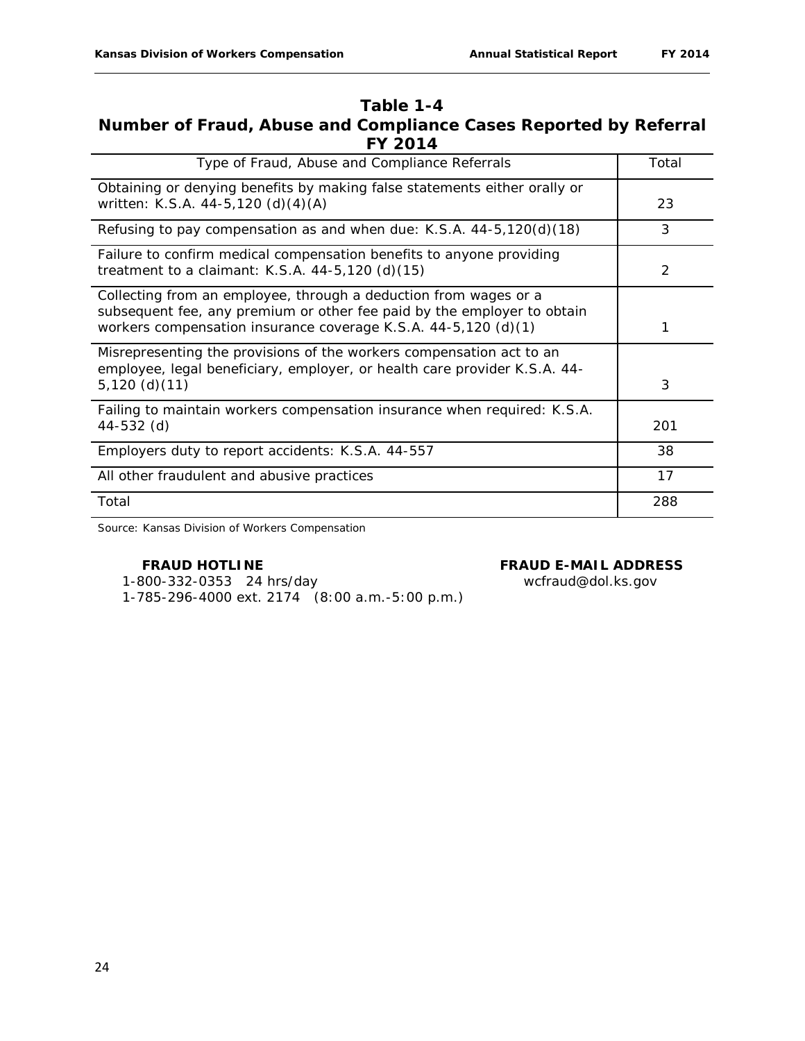## Table 1-4
## Number of Fraud, Abuse and Compliance Cases Reported by Referral
## FY 2014

| Type of Fraud, Abuse and Compliance Referrals | Total |
|---|---|
| Obtaining or denying benefits by making false statements either orally or written: K.S.A. 44-5,120 (d)(4)(A) | 23 |
| Refusing to pay compensation as and when due: K.S.A. 44-5,120(d)(18) | 3 |
| Failure to confirm medical compensation benefits to anyone providing treatment to a claimant: K.S.A. 44-5,120 (d)(15) | 2 |
| Collecting from an employee, through a deduction from wages or a subsequent fee, any premium or other fee paid by the employer to obtain workers compensation insurance coverage K.S.A. 44-5,120 (d)(1) | 1 |
| Misrepresenting the provisions of the workers compensation act to an employee, legal beneficiary, employer, or health care provider K.S.A. 44-5,120 (d)(11) | 3 |
| Failing to maintain workers compensation insurance when required: K.S.A. 44-532 (d) | 201 |
| Employers duty to report accidents: K.S.A. 44-557 | 38 |
| All other fraudulent and abusive practices | 17 |
| Total | 288 |

Source: Kansas Division of Workers Compensation

**FRAUD HOTLINE**
1-800-332-0353 24 hrs/day
1-785-296-4000 ext. 2174 (8:00 a.m.-5:00 p.m.)

**FRAUD E-MAIL ADDRESS**
wcfraud@dol.ks.gov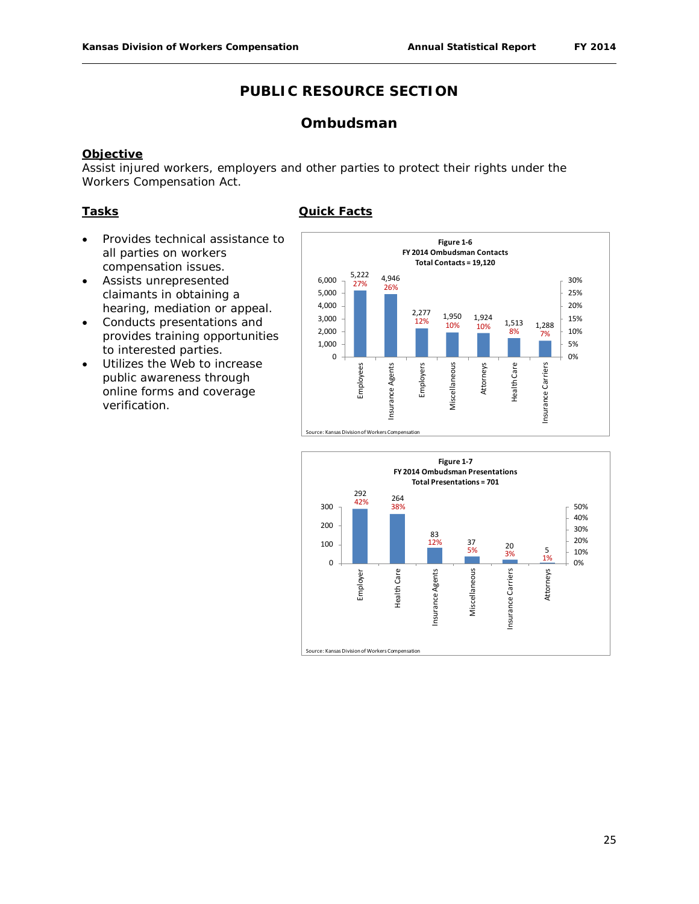# PUBLIC RESOURCE SECTION

## Ombudsman

### Objective

Assist injured workers, employers and other parties to protect their rights under the Workers Compensation Act.

### Tasks

- Provides technical assistance to all parties on workers compensation issues.
- Assists unrepresented claimants in obtaining a hearing, mediation or appeal.
- Conducts presentations and provides training opportunities to interested parties.
- Utilizes the Web to increase public awareness through online forms and coverage verification.

### Quick Facts

**Figure 1-6**
**FY 2014 Ombudsman Contacts**
**Total Contacts = 19,120**

| Category | Contacts | Percent |
|---|---|---|
| Employees | 5,222 | 27% |
| Insurance Agents | 4,946 | 26% |
| Employers | 2,277 | 12% |
| Miscellaneous | 1,950 | 10% |
| Attorneys | 1,924 | 10% |
| Health Care | 1,513 | 8% |
| Insurance Carriers | 1,288 | 7% |

Source: Kansas Division of Workers Compensation

**Figure 1-7**
**FY 2014 Ombudsman Presentations**
**Total Presentations = 701**

| Category | Presentations | Percent |
|---|---|---|
| Employer | 292 | 42% |
| Health Care | 264 | 38% |
| Insurance Agents | 83 | 12% |
| Miscellaneous | 37 | 5% |
| Insurance Carriers | 20 | 3% |
| Attorneys | 5 | 1% |

Source: Kansas Division of Workers Compensation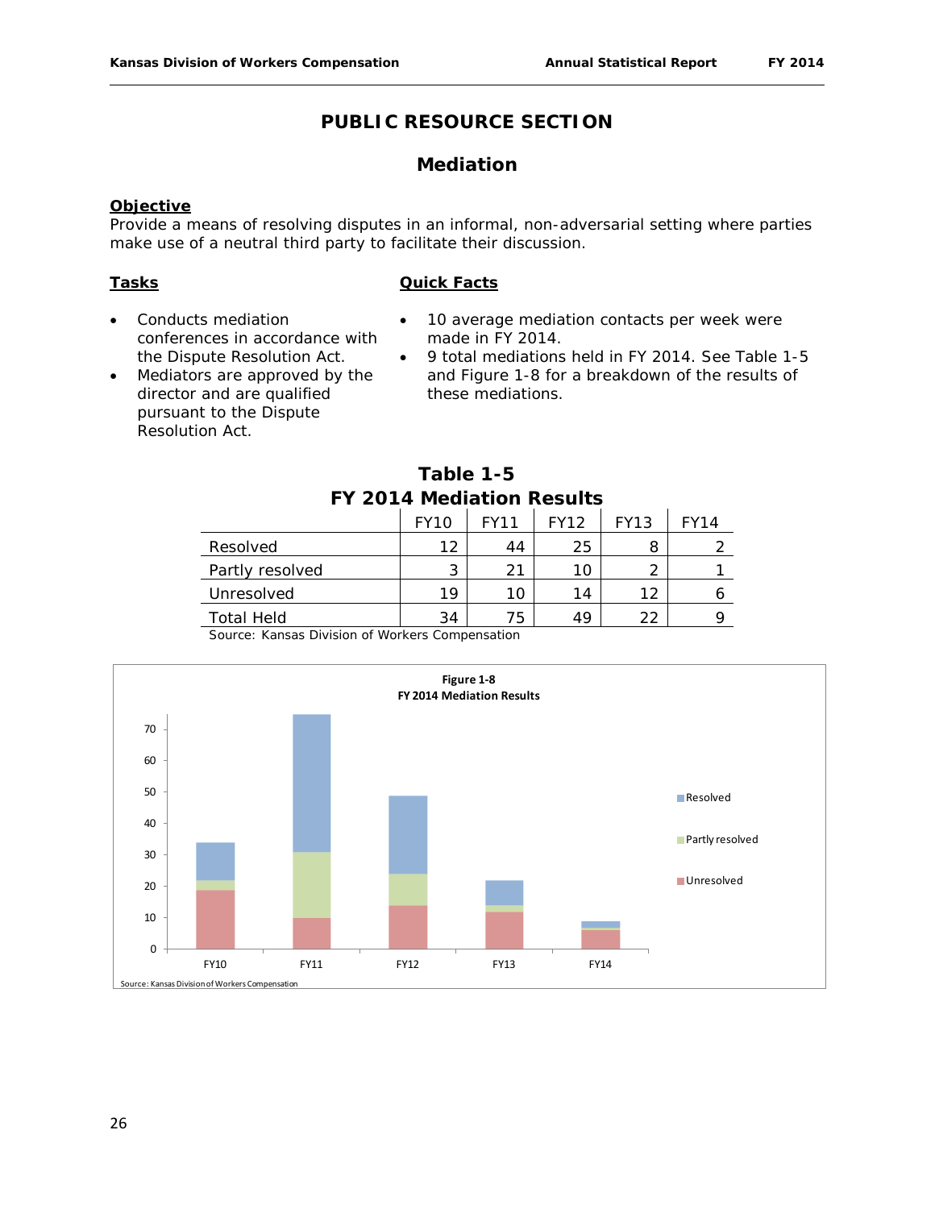# PUBLIC RESOURCE SECTION

## Mediation

**Objective**

Provide a means of resolving disputes in an informal, non-adversarial setting where parties make use of a neutral third party to facilitate their discussion.

**Tasks**

- Conducts mediation conferences in accordance with the Dispute Resolution Act.
- Mediators are approved by the director and are qualified pursuant to the Dispute Resolution Act.

**Quick Facts**

- 10 average mediation contacts per week were made in FY 2014.
- 9 total mediations held in FY 2014. See Table 1-5 and Figure 1-8 for a breakdown of the results of these mediations.

**Table 1-5**
**FY 2014 Mediation Results**

| | FY10 | FY11 | FY12 | FY13 | FY14 |
|---|---|---|---|---|---|
| Resolved | 12 | 44 | 25 | 8 | 2 |
| Partly resolved | 3 | 21 | 10 | 2 | 1 |
| Unresolved | 19 | 10 | 14 | 12 | 6 |
| Total Held | 34 | 75 | 49 | 22 | 9 |

Source: Kansas Division of Workers Compensation

**Figure 1-8**
**FY 2014 Mediation Results**

Source: Kansas Division of Workers Compensation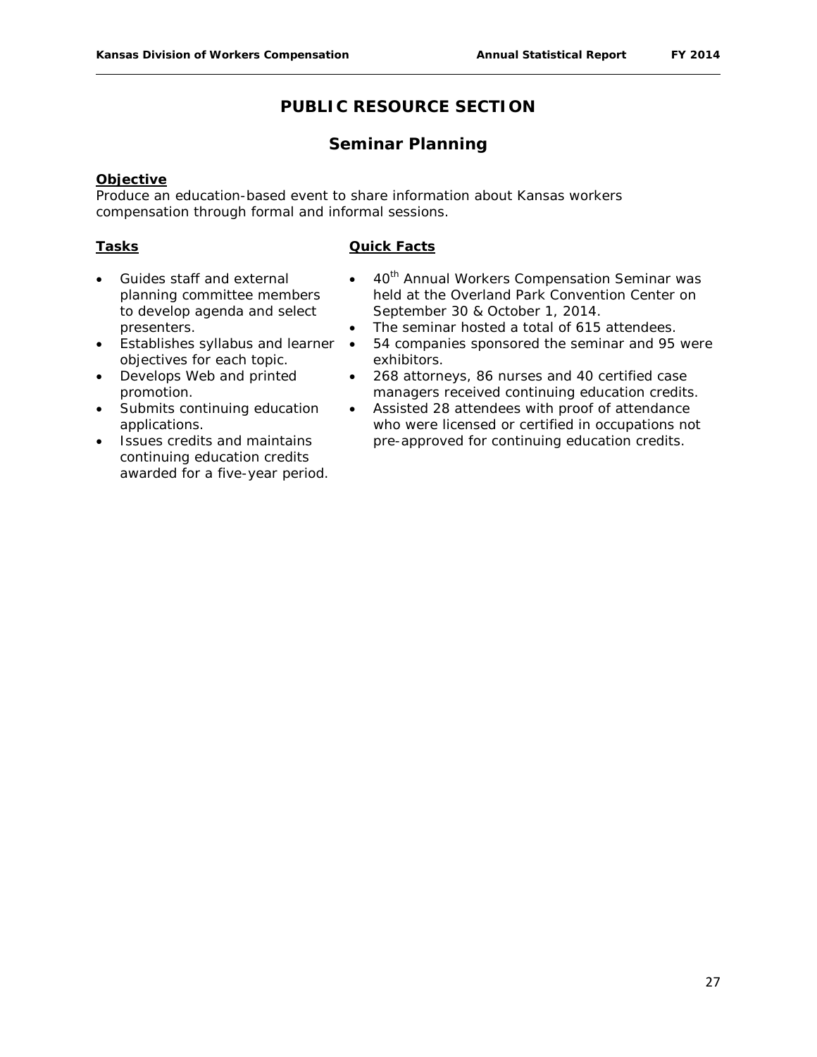# PUBLIC RESOURCE SECTION

## Seminar Planning

**Objective**

Produce an education-based event to share information about Kansas workers compensation through formal and informal sessions.

**Tasks**

- Guides staff and external planning committee members to develop agenda and select presenters.
- Establishes syllabus and learner objectives for each topic.
- Develops Web and printed promotion.
- Submits continuing education applications.
- Issues credits and maintains continuing education credits awarded for a five-year period.

**Quick Facts**

- 40th Annual Workers Compensation Seminar was held at the Overland Park Convention Center on September 30 & October 1, 2014.
- The seminar hosted a total of 615 attendees.
- 54 companies sponsored the seminar and 95 were exhibitors.
- 268 attorneys, 86 nurses and 40 certified case managers received continuing education credits.
- Assisted 28 attendees with proof of attendance who were licensed or certified in occupations not pre-approved for continuing education credits.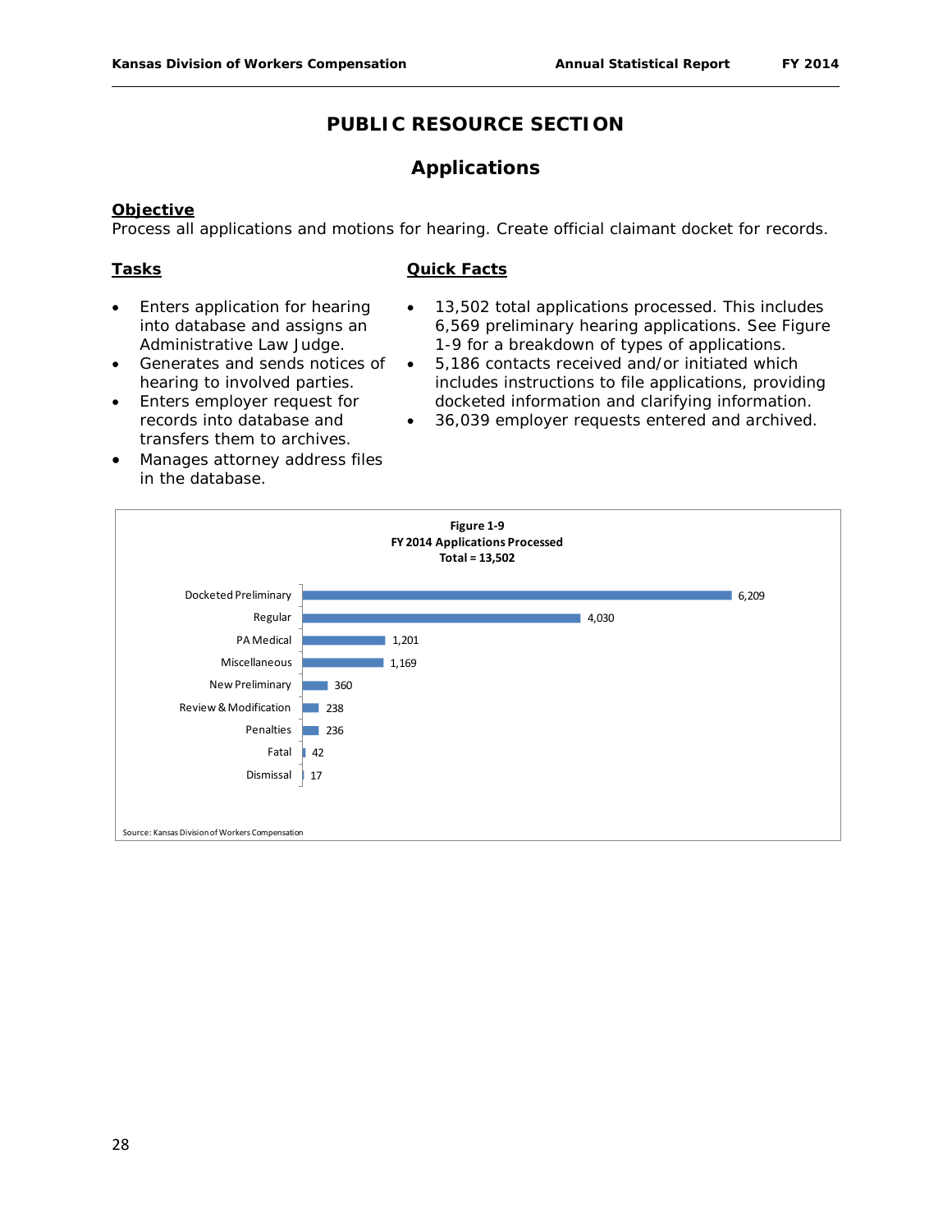# PUBLIC RESOURCE SECTION

## Applications

**Objective**

Process all applications and motions for hearing. Create official claimant docket for records.

**Tasks**

- Enters application for hearing into database and assigns an Administrative Law Judge.
- Generates and sends notices of hearing to involved parties.
- Enters employer request for records into database and transfers them to archives.
- Manages attorney address files in the database.

**Quick Facts**

- 13,502 total applications processed. This includes 6,569 preliminary hearing applications. See Figure 1-9 for a breakdown of types of applications.
- 5,186 contacts received and/or initiated which includes instructions to file applications, providing docketed information and clarifying information.
- 36,039 employer requests entered and archived.

**Figure 1-9**
**FY 2014 Applications Processed**
**Total = 13,502**

| Type | Applications |
|---|---|
| Docketed Preliminary | 6,209 |
| Regular | 4,030 |
| PA Medical | 1,201 |
| Miscellaneous | 1,169 |
| New Preliminary | 360 |
| Review & Modification | 238 |
| Penalties | 236 |
| Fatal | 42 |
| Dismissal | 17 |

Source: Kansas Division of Workers Compensation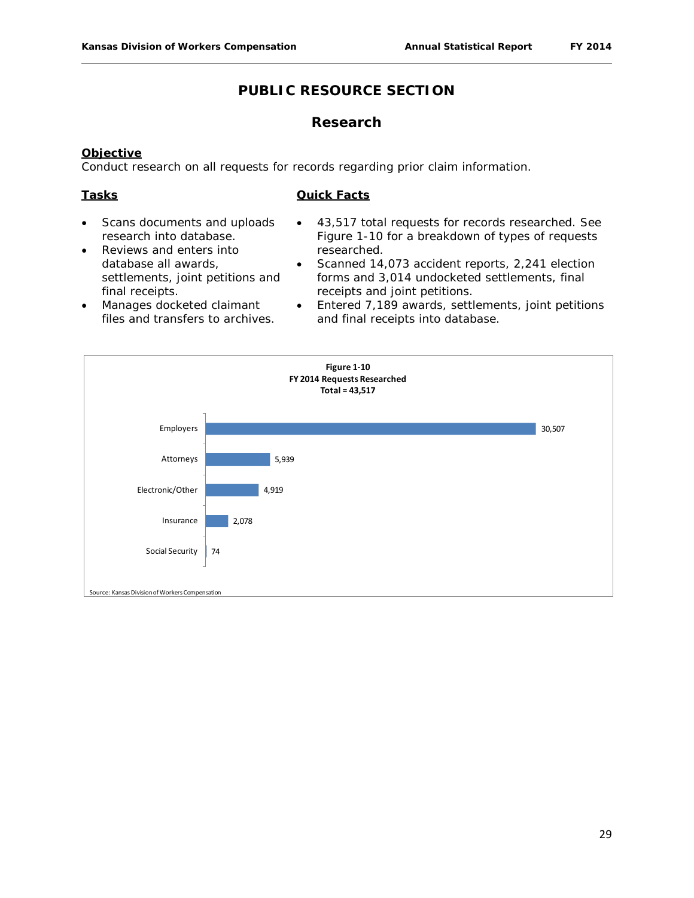# PUBLIC RESOURCE SECTION

## Research

**Objective**

Conduct research on all requests for records regarding prior claim information.

**Tasks**

- Scans documents and uploads research into database.
- Reviews and enters into database all awards, settlements, joint petitions and final receipts.
- Manages docketed claimant files and transfers to archives.

**Quick Facts**

- 43,517 total requests for records researched. See Figure 1-10 for a breakdown of types of requests researched.
- Scanned 14,073 accident reports, 2,241 election forms and 3,014 undocketed settlements, final receipts and joint petitions.
- Entered 7,189 awards, settlements, joint petitions and final receipts into database.

**Figure 1-10**
**FY 2014 Requests Researched**
**Total = 43,517**

| Requester | Requests |
|---|---|
| Employers | 30,507 |
| Attorneys | 5,939 |
| Electronic/Other | 4,919 |
| Insurance | 2,078 |
| Social Security | 74 |

Source: Kansas Division of Workers Compensation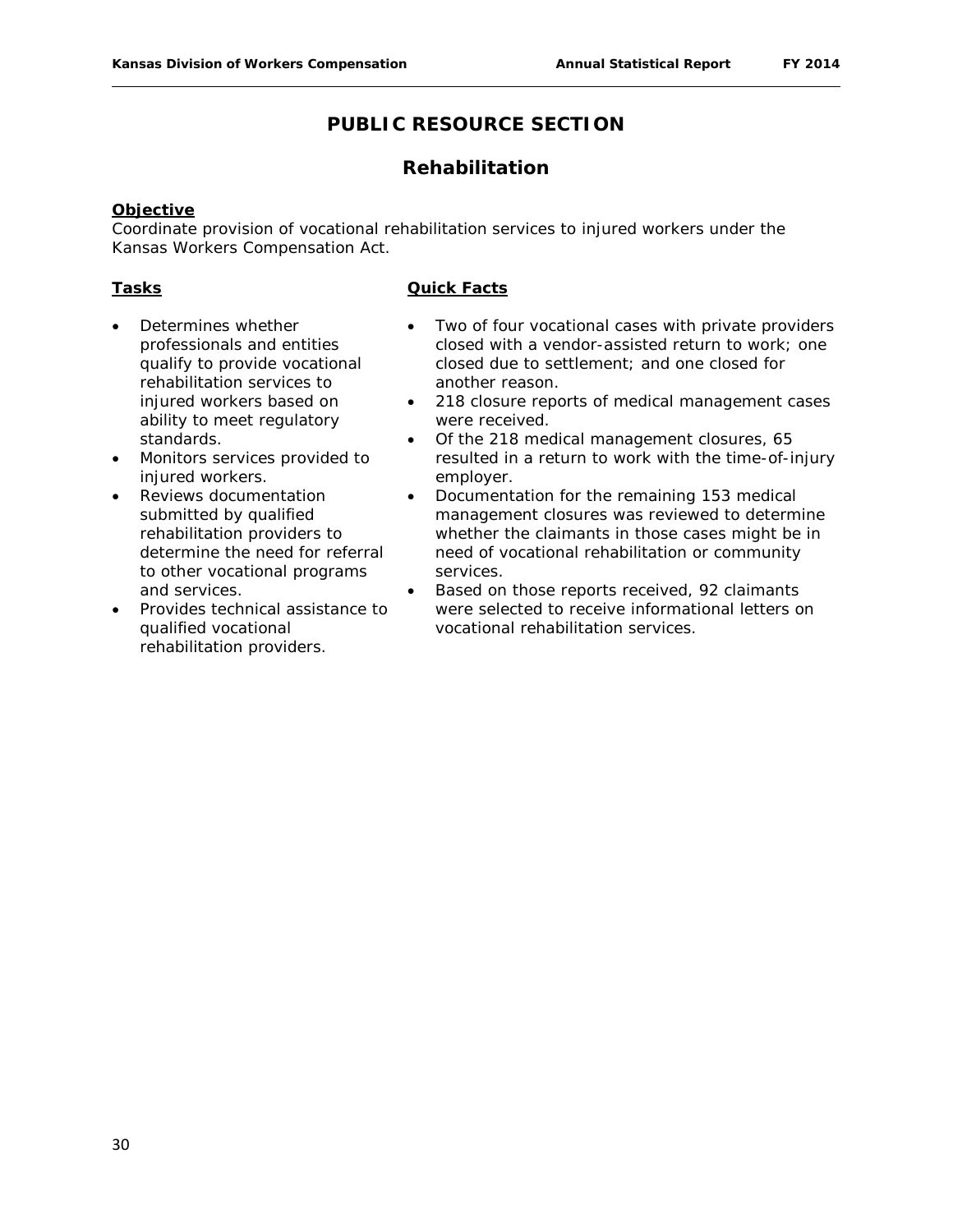# PUBLIC RESOURCE SECTION

## Rehabilitation

**Objective**

Coordinate provision of vocational rehabilitation services to injured workers under the Kansas Workers Compensation Act.

**Tasks**

- Determines whether professionals and entities qualify to provide vocational rehabilitation services to injured workers based on ability to meet regulatory standards.
- Monitors services provided to injured workers.
- Reviews documentation submitted by qualified rehabilitation providers to determine the need for referral to other vocational programs and services.
- Provides technical assistance to qualified vocational rehabilitation providers.

**Quick Facts**

- Two of four vocational cases with private providers closed with a vendor-assisted return to work; one closed due to settlement; and one closed for another reason.
- 218 closure reports of medical management cases were received.
- Of the 218 medical management closures, 65 resulted in a return to work with the time-of-injury employer.
- Documentation for the remaining 153 medical management closures was reviewed to determine whether the claimants in those cases might be in need of vocational rehabilitation or community services.
- Based on those reports received, 92 claimants were selected to receive informational letters on vocational rehabilitation services.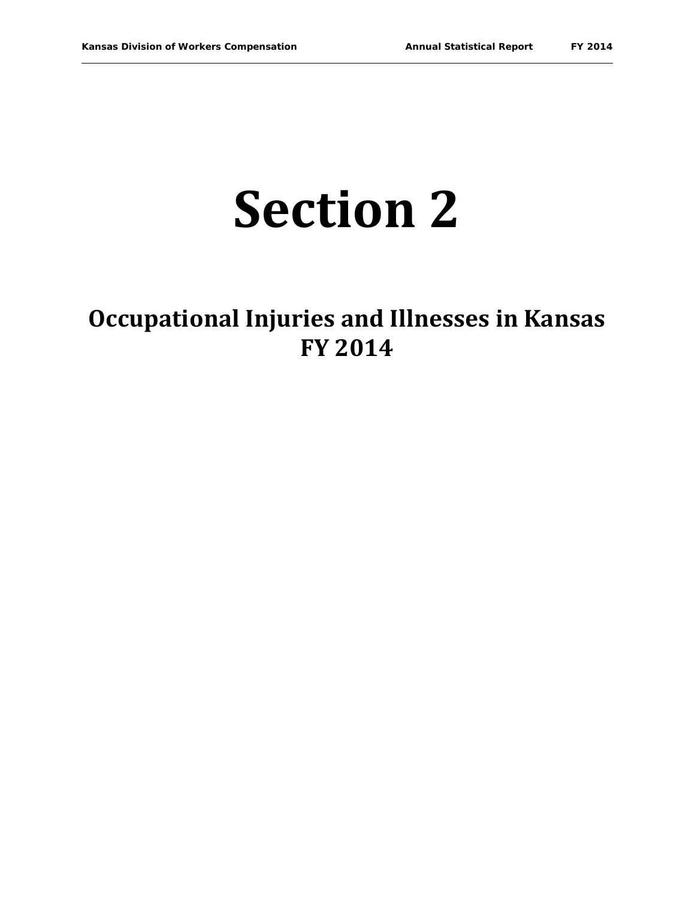# Section 2

## Occupational Injuries and Illnesses in Kansas FY 2014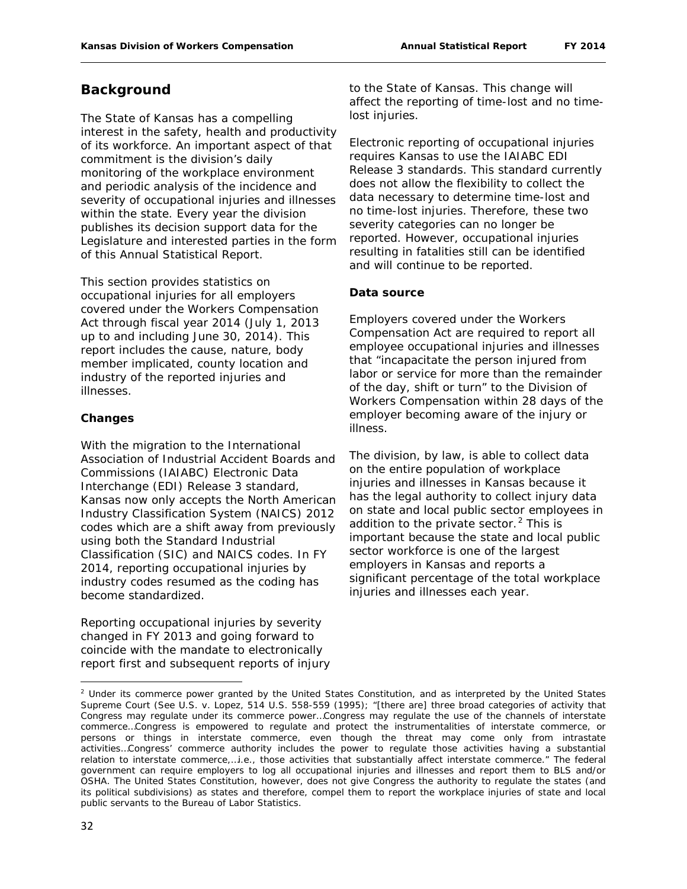## Background

The State of Kansas has a compelling interest in the safety, health and productivity of its workforce. An important aspect of that commitment is the division's daily monitoring of the workplace environment and periodic analysis of the incidence and severity of occupational injuries and illnesses within the state. Every year the division publishes its decision support data for the Legislature and interested parties in the form of this Annual Statistical Report.

This section provides statistics on occupational injuries for all employers covered under the Workers Compensation Act through fiscal year 2014 (July 1, 2013 up to and including June 30, 2014). This report includes the cause, nature, body member implicated, county location and industry of the reported injuries and illnesses.

### Changes

With the migration to the International Association of Industrial Accident Boards and Commissions (IAIABC) Electronic Data Interchange (EDI) Release 3 standard, Kansas now only accepts the North American Industry Classification System (NAICS) 2012 codes which are a shift away from previously using both the Standard Industrial Classification (SIC) and NAICS codes. In FY 2014, reporting occupational injuries by industry codes resumed as the coding has become standardized.

Reporting occupational injuries by severity changed in FY 2013 and going forward to coincide with the mandate to electronically report first and subsequent reports of injury to the State of Kansas. This change will affect the reporting of time-lost and no time-lost injuries.

Electronic reporting of occupational injuries requires Kansas to use the IAIABC EDI Release 3 standards. This standard currently does not allow the flexibility to collect the data necessary to determine time-lost and no time-lost injuries. Therefore, these two severity categories can no longer be reported. However, occupational injuries resulting in fatalities still can be identified and will continue to be reported.

### Data source

Employers covered under the Workers Compensation Act are required to report all employee occupational injuries and illnesses that "incapacitate the person injured from labor or service for more than the remainder of the day, shift or turn" to the Division of Workers Compensation within 28 days of the employer becoming aware of the injury or illness.

The division, by law, is able to collect data on the entire population of workplace injuries and illnesses in Kansas because it has the legal authority to collect injury data on state and local public sector employees in addition to the private sector.[2] This is important because the state and local public sector workforce is one of the largest employers in Kansas and reports a significant percentage of the total workplace injuries and illnesses each year.

---

[2] Under its commerce power granted by the United States Constitution, and as interpreted by the United States Supreme Court (See U.S. v. Lopez, 514 U.S. 558-559 (1995); "[there are] three broad categories of activity that Congress may regulate under its commerce power…Congress may regulate the use of the channels of interstate commerce…Congress is empowered to regulate and protect the instrumentalities of interstate commerce, or persons or things in interstate commerce, even though the threat may come only from intrastate activities…Congress' commerce authority includes the power to regulate those activities having a substantial relation to interstate commerce,…i.e., those activities that substantially affect interstate commerce." The federal government can require employers to log all occupational injuries and illnesses and report them to BLS and/or OSHA. The United States Constitution, however, does not give Congress the authority to regulate the states (and its political subdivisions) as states and therefore, compel them to report the workplace injuries of state and local public servants to the Bureau of Labor Statistics.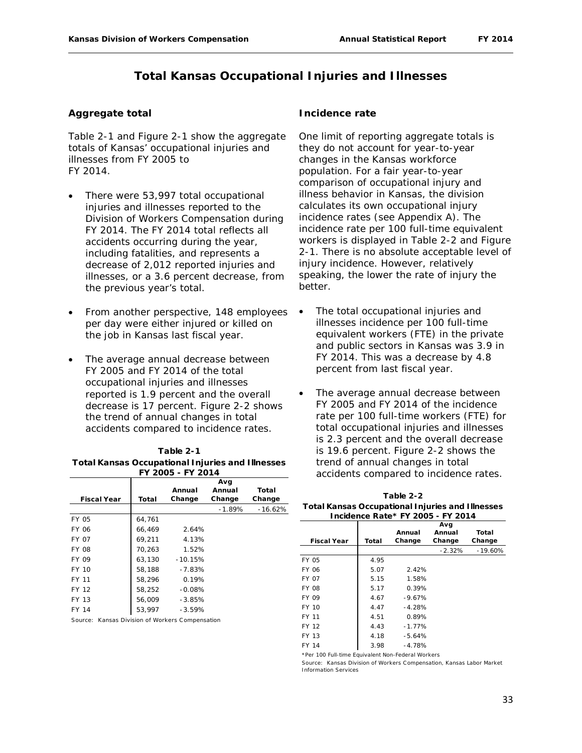# Total Kansas Occupational Injuries and Illnesses

### Aggregate total

Table 2-1 and Figure 2-1 show the aggregate totals of Kansas' occupational injuries and illnesses from FY 2005 to FY 2014.

- There were 53,997 total occupational injuries and illnesses reported to the Division of Workers Compensation during FY 2014. The FY 2014 total reflects all accidents occurring during the year, including fatalities, and represents a decrease of 2,012 reported injuries and illnesses, or a 3.6 percent decrease, from the previous year's total.
- From another perspective, 148 employees per day were either injured or killed on the job in Kansas last fiscal year.
- The average annual decrease between FY 2005 and FY 2014 of the total occupational injuries and illnesses reported is 1.9 percent and the overall decrease is 17 percent. Figure 2-2 shows the trend of annual changes in total accidents compared to incidence rates.

**Table 2-1**
**Total Kansas Occupational Injuries and Illnesses FY 2005 - FY 2014**

| Fiscal Year | Total | Annual Change | Avg Annual Change | Total Change |
|---|---|---|---|---|
| | | | -1.89% | -16.62% |
| FY 05 | 64,761 | | | |
| FY 06 | 66,469 | 2.64% | | |
| FY 07 | 69,211 | 4.13% | | |
| FY 08 | 70,263 | 1.52% | | |
| FY 09 | 63,130 | -10.15% | | |
| FY 10 | 58,188 | -7.83% | | |
| FY 11 | 58,296 | 0.19% | | |
| FY 12 | 58,252 | -0.08% | | |
| FY 13 | 56,009 | -3.85% | | |
| FY 14 | 53,997 | -3.59% | | |

Source: Kansas Division of Workers Compensation

### Incidence rate

One limit of reporting aggregate totals is they do not account for year-to-year changes in the Kansas workforce population. For a fair year-to-year comparison of occupational injury and illness behavior in Kansas, the division calculates its own occupational injury incidence rates (see Appendix A). The incidence rate per 100 full-time equivalent workers is displayed in Table 2-2 and Figure 2-1. There is no absolute acceptable level of injury incidence. However, relatively speaking, the lower the rate of injury the better.

- The total occupational injuries and illnesses incidence per 100 full-time equivalent workers (FTE) in the private and public sectors in Kansas was 3.9 in FY 2014. This was a decrease by 4.8 percent from last fiscal year.
- The average annual decrease between FY 2005 and FY 2014 of the incidence rate per 100 full-time workers (FTE) for total occupational injuries and illnesses is 2.3 percent and the overall decrease is 19.6 percent. Figure 2-2 shows the trend of annual changes in total accidents compared to incidence rates.

**Table 2-2**
**Total Kansas Occupational Injuries and Illnesses Incidence Rate* FY 2005 - FY 2014**

| Fiscal Year | Total | Annual Change | Avg Annual Change | Total Change |
|---|---|---|---|---|
| | | | -2.32% | -19.60% |
| FY 05 | 4.95 | | | |
| FY 06 | 5.07 | 2.42% | | |
| FY 07 | 5.15 | 1.58% | | |
| FY 08 | 5.17 | 0.39% | | |
| FY 09 | 4.67 | -9.67% | | |
| FY 10 | 4.47 | -4.28% | | |
| FY 11 | 4.51 | 0.89% | | |
| FY 12 | 4.43 | -1.77% | | |
| FY 13 | 4.18 | -5.64% | | |
| FY 14 | 3.98 | -4.78% | | |

*Per 100 Full-time Equivalent Non-Federal Workers

Source: Kansas Division of Workers Compensation, Kansas Labor Market Information Services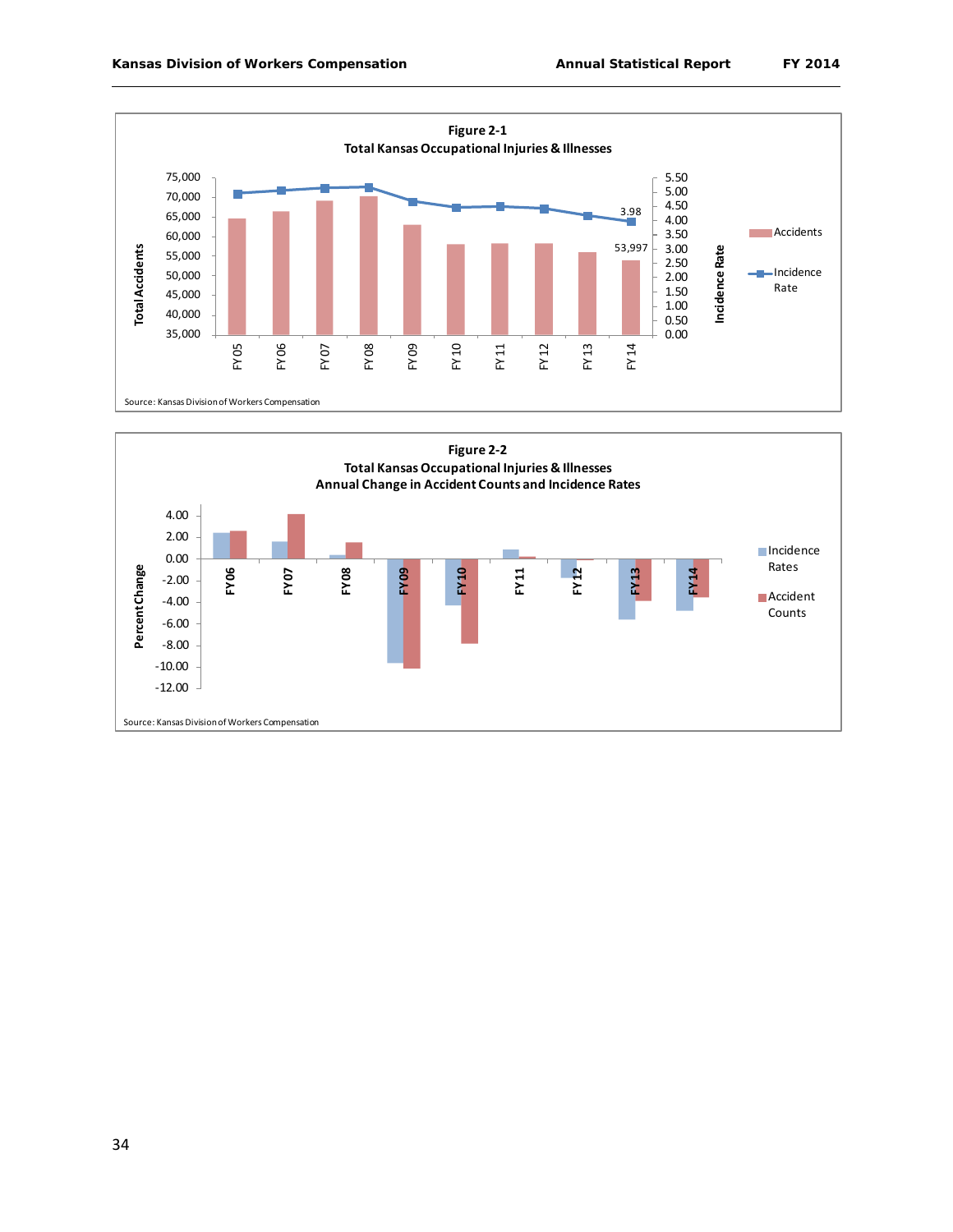**Figure 2-1**
**Total Kansas Occupational Injuries & Illnesses**

Source: Kansas Division of Workers Compensation

**Figure 2-2**
**Total Kansas Occupational Injuries & Illnesses**
**Annual Change in Accident Counts and Incidence Rates**

Source: Kansas Division of Workers Compensation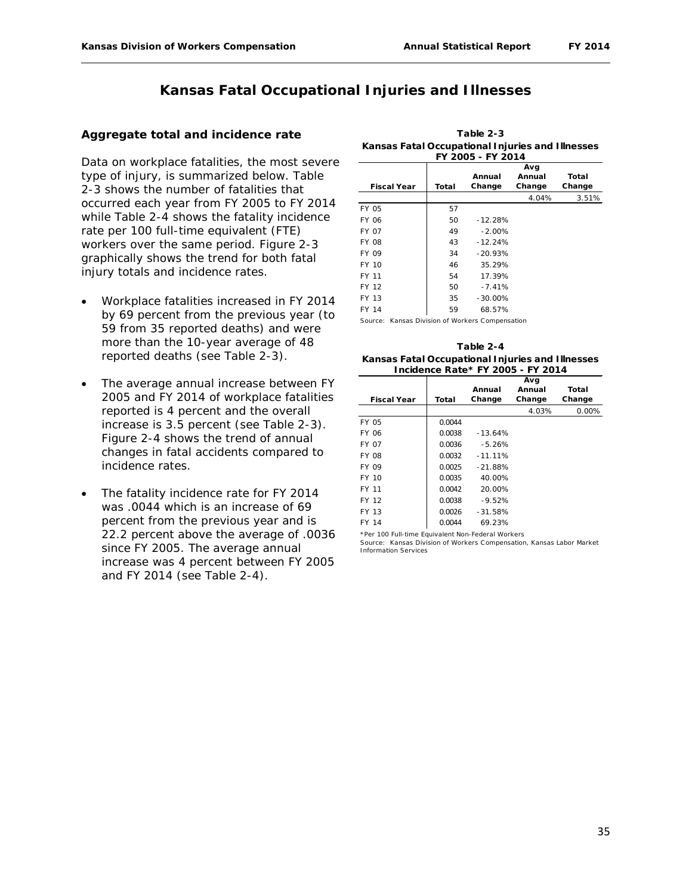# Kansas Fatal Occupational Injuries and Illnesses

## Aggregate total and incidence rate

Data on workplace fatalities, the most severe type of injury, is summarized below. Table 2-3 shows the number of fatalities that occurred each year from FY 2005 to FY 2014 while Table 2-4 shows the fatality incidence rate per 100 full-time equivalent (FTE) workers over the same period. Figure 2-3 graphically shows the trend for both fatal injury totals and incidence rates.

- Workplace fatalities increased in FY 2014 by 69 percent from the previous year (to 59 from 35 reported deaths) and were more than the 10-year average of 48 reported deaths (see Table 2-3).
- The average annual increase between FY 2005 and FY 2014 of workplace fatalities reported is 4 percent and the overall increase is 3.5 percent (see Table 2-3). Figure 2-4 shows the trend of annual changes in fatal accidents compared to incidence rates.
- The fatality incidence rate for FY 2014 was .0044 which is an increase of 69 percent from the previous year and is 22.2 percent above the average of .0036 since FY 2005. The average annual increase was 4 percent between FY 2005 and FY 2014 (see Table 2-4).

**Table 2-3**
**Kansas Fatal Occupational Injuries and Illnesses**
**FY 2005 - FY 2014**

| Fiscal Year | Total | Annual Change | Avg Annual Change | Total Change |
|---|---|---|---|---|
| | | | 4.04% | 3.51% |
| FY 05 | 57 | | | |
| FY 06 | 50 | -12.28% | | |
| FY 07 | 49 | -2.00% | | |
| FY 08 | 43 | -12.24% | | |
| FY 09 | 34 | -20.93% | | |
| FY 10 | 46 | 35.29% | | |
| FY 11 | 54 | 17.39% | | |
| FY 12 | 50 | -7.41% | | |
| FY 13 | 35 | -30.00% | | |
| FY 14 | 59 | 68.57% | | |

Source: Kansas Division of Workers Compensation

**Table 2-4**
**Kansas Fatal Occupational Injuries and Illnesses**
**Incidence Rate* FY 2005 - FY 2014**

| Fiscal Year | Total | Annual Change | Avg Annual Change | Total Change |
|---|---|---|---|---|
| | | | 4.03% | 0.00% |
| FY 05 | 0.0044 | | | |
| FY 06 | 0.0038 | -13.64% | | |
| FY 07 | 0.0036 | -5.26% | | |
| FY 08 | 0.0032 | -11.11% | | |
| FY 09 | 0.0025 | -21.88% | | |
| FY 10 | 0.0035 | 40.00% | | |
| FY 11 | 0.0042 | 20.00% | | |
| FY 12 | 0.0038 | -9.52% | | |
| FY 13 | 0.0026 | -31.58% | | |
| FY 14 | 0.0044 | 69.23% | | |

*Per 100 Full-time Equivalent Non-Federal Workers
Source: Kansas Division of Workers Compensation, Kansas Labor Market Information Services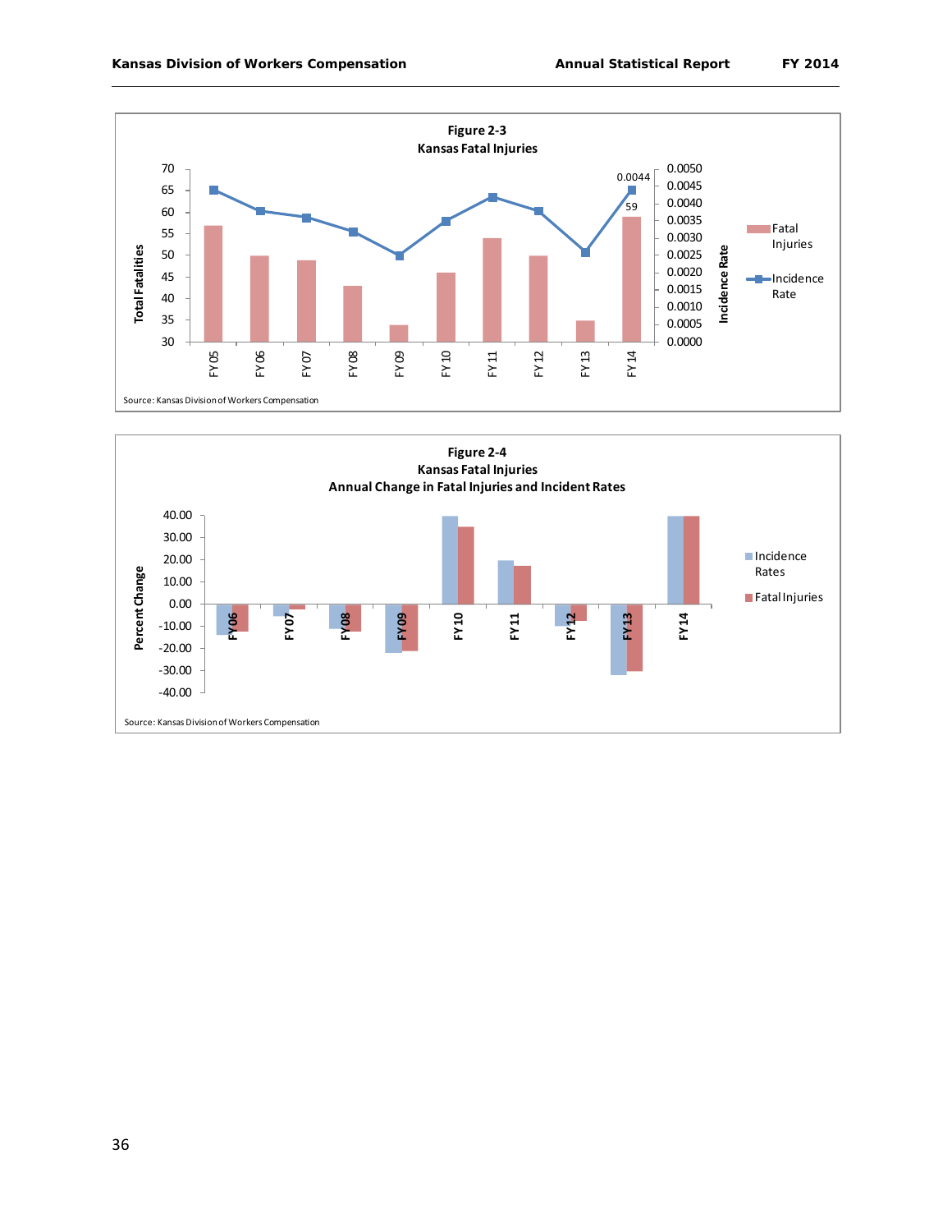**Figure 2-3**
**Kansas Fatal Injuries**

| | FY05 | FY06 | FY07 | FY08 | FY09 | FY10 | FY11 | FY12 | FY13 | FY14 |
|---|---|---|---|---|---|---|---|---|---|---|
| Fatal Injuries | | | | | | | | | | 59 |
| Incidence Rate | | | | | | | | | | 0.0044 |

Total Fatalities (left axis: 30–70); Incidence Rate (right axis: 0.0000–0.0050)

Legend: Fatal Injuries; Incidence Rate

Source: Kansas Division of Workers Compensation

**Figure 2-4**
**Kansas Fatal Injuries**
**Annual Change in Fatal Injuries and Incident Rates**

Percent Change (axis: -40.00 to 40.00)

FY06, FY07, FY08, FY09, FY10, FY11, FY12, FY13, FY14

Legend: Incidence Rates; Fatal Injuries

Source: Kansas Division of Workers Compensation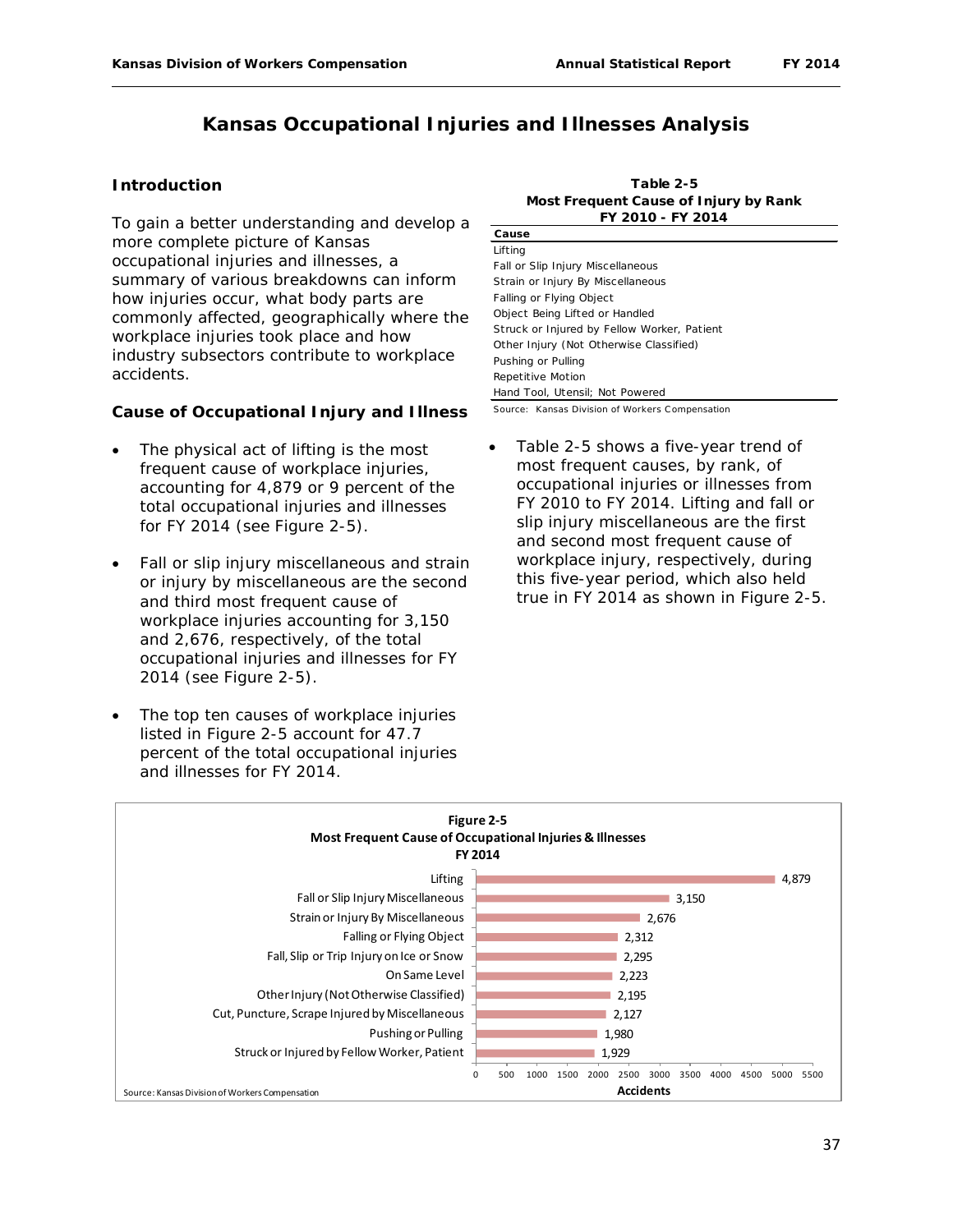# Kansas Occupational Injuries and Illnesses Analysis

## Introduction

To gain a better understanding and develop a more complete picture of Kansas occupational injuries and illnesses, a summary of various breakdowns can inform how injuries occur, what body parts are commonly affected, geographically where the workplace injuries took place and how industry subsectors contribute to workplace accidents.

## Cause of Occupational Injury and Illness

- The physical act of lifting is the most frequent cause of workplace injuries, accounting for 4,879 or 9 percent of the total occupational injuries and illnesses for FY 2014 (see Figure 2-5).
- Fall or slip injury miscellaneous and strain or injury by miscellaneous are the second and third most frequent cause of workplace injuries accounting for 3,150 and 2,676, respectively, of the total occupational injuries and illnesses for FY 2014 (see Figure 2-5).
- The top ten causes of workplace injuries listed in Figure 2-5 account for 47.7 percent of the total occupational injuries and illnesses for FY 2014.

**Table 2-5**
**Most Frequent Cause of Injury by Rank**
**FY 2010 - FY 2014**

| Cause |
|---|
| Lifting |
| Fall or Slip Injury Miscellaneous |
| Strain or Injury By Miscellaneous |
| Falling or Flying Object |
| Object Being Lifted or Handled |
| Struck or Injured by Fellow Worker, Patient |
| Other Injury (Not Otherwise Classified) |
| Pushing or Pulling |
| Repetitive Motion |
| Hand Tool, Utensil; Not Powered |

Source: Kansas Division of Workers Compensation

- Table 2-5 shows a five-year trend of most frequent causes, by rank, of occupational injuries or illnesses from FY 2010 to FY 2014. Lifting and fall or slip injury miscellaneous are the first and second most frequent cause of workplace injury, respectively, during this five-year period, which also held true in FY 2014 as shown in Figure 2-5.

**Figure 2-5**
**Most Frequent Cause of Occupational Injuries & Illnesses**
**FY 2014**

| Cause | Accidents |
|---|---|
| Lifting | 4,879 |
| Fall or Slip Injury Miscellaneous | 3,150 |
| Strain or Injury By Miscellaneous | 2,676 |
| Falling or Flying Object | 2,312 |
| Fall, Slip or Trip Injury on Ice or Snow | 2,295 |
| On Same Level | 2,223 |
| Other Injury (Not Otherwise Classified) | 2,195 |
| Cut, Puncture, Scrape Injured by Miscellaneous | 2,127 |
| Pushing or Pulling | 1,980 |
| Struck or Injured by Fellow Worker, Patient | 1,929 |

Source: Kansas Division of Workers Compensation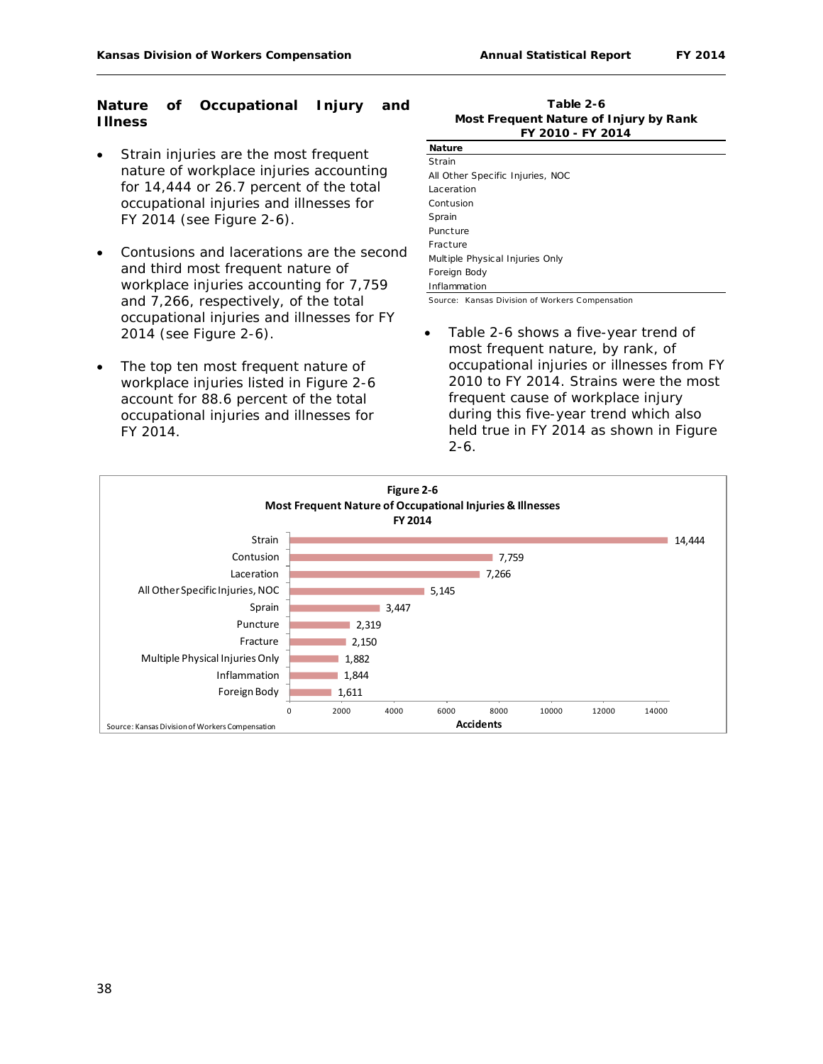## Nature of Occupational Injury and Illness

- Strain injuries are the most frequent nature of workplace injuries accounting for 14,444 or 26.7 percent of the total occupational injuries and illnesses for FY 2014 (see Figure 2-6).

- Contusions and lacerations are the second and third most frequent nature of workplace injuries accounting for 7,759 and 7,266, respectively, of the total occupational injuries and illnesses for FY 2014 (see Figure 2-6).

- The top ten most frequent nature of workplace injuries listed in Figure 2-6 account for 88.6 percent of the total occupational injuries and illnesses for FY 2014.

**Table 2-6**
**Most Frequent Nature of Injury by Rank**
**FY 2010 - FY 2014**

| Nature |
|---|
| Strain |
| All Other Specific Injuries, NOC |
| Laceration |
| Contusion |
| Sprain |
| Puncture |
| Fracture |
| Multiple Physical Injuries Only |
| Foreign Body |
| Inflammation |

Source: Kansas Division of Workers Compensation

- Table 2-6 shows a five-year trend of most frequent nature, by rank, of occupational injuries or illnesses from FY 2010 to FY 2014. Strains were the most frequent cause of workplace injury during this five-year trend which also held true in FY 2014 as shown in Figure 2-6.

**Figure 2-6**
**Most Frequent Nature of Occupational Injuries & Illnesses**
**FY 2014**

| Nature | Accidents |
|---|---|
| Strain | 14,444 |
| Contusion | 7,759 |
| Laceration | 7,266 |
| All Other Specific Injuries, NOC | 5,145 |
| Sprain | 3,447 |
| Puncture | 2,319 |
| Fracture | 2,150 |
| Multiple Physical Injuries Only | 1,882 |
| Inflammation | 1,844 |
| Foreign Body | 1,611 |

Source: Kansas Division of Workers Compensation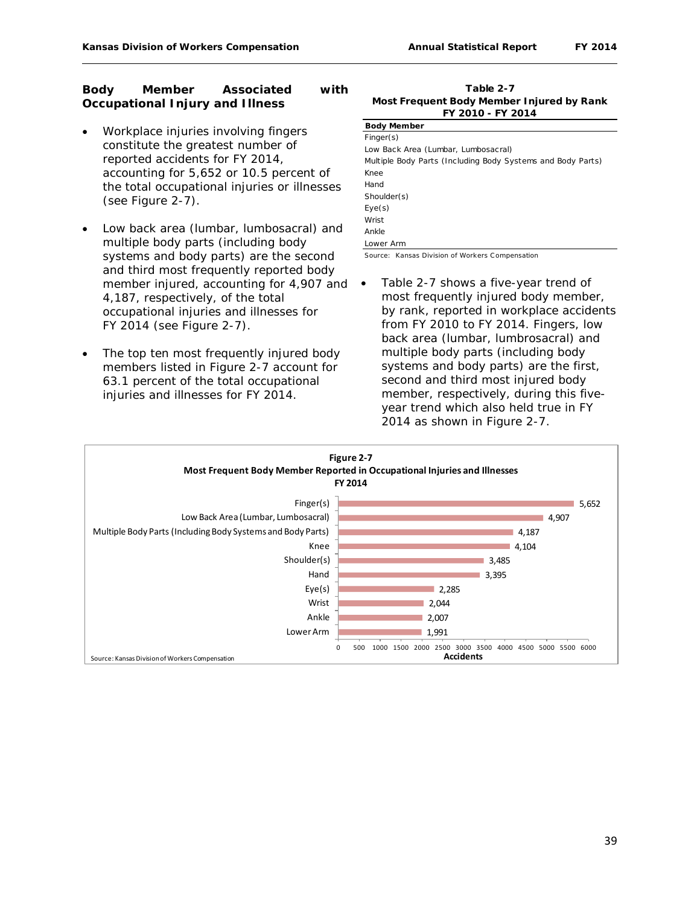## Body Member Associated with Occupational Injury and Illness

- Workplace injuries involving fingers constitute the greatest number of reported accidents for FY 2014, accounting for 5,652 or 10.5 percent of the total occupational injuries or illnesses (see Figure 2-7).

- Low back area (lumbar, lumbosacral) and multiple body parts (including body systems and body parts) are the second and third most frequently reported body member injured, accounting for 4,907 and 4,187, respectively, of the total occupational injuries and illnesses for FY 2014 (see Figure 2-7).

- The top ten most frequently injured body members listed in Figure 2-7 account for 63.1 percent of the total occupational injuries and illnesses for FY 2014.

**Table 2-7**
**Most Frequent Body Member Injured by Rank**
**FY 2010 - FY 2014**

| Body Member |
|---|
| Finger(s) |
| Low Back Area (Lumbar, Lumbosacral) |
| Multiple Body Parts (Including Body Systems and Body Parts) |
| Knee |
| Hand |
| Shoulder(s) |
| Eye(s) |
| Wrist |
| Ankle |
| Lower Arm |

Source: Kansas Division of Workers Compensation

- Table 2-7 shows a five-year trend of most frequently injured body member, by rank, reported in workplace accidents from FY 2010 to FY 2014. Fingers, low back area (lumbar, lumbrosacral) and multiple body parts (including body systems and body parts) are the first, second and third most injured body member, respectively, during this five-year trend which also held true in FY 2014 as shown in Figure 2-7.

**Figure 2-7**
**Most Frequent Body Member Reported in Occupational Injuries and Illnesses**
**FY 2014**

| Body Member | Accidents |
|---|---|
| Finger(s) | 5,652 |
| Low Back Area (Lumbar, Lumbosacral) | 4,907 |
| Multiple Body Parts (Including Body Systems and Body Parts) | 4,187 |
| Knee | 4,104 |
| Shoulder(s) | 3,485 |
| Hand | 3,395 |
| Eye(s) | 2,285 |
| Wrist | 2,044 |
| Ankle | 2,007 |
| Lower Arm | 1,991 |

Source: Kansas Division of Workers Compensation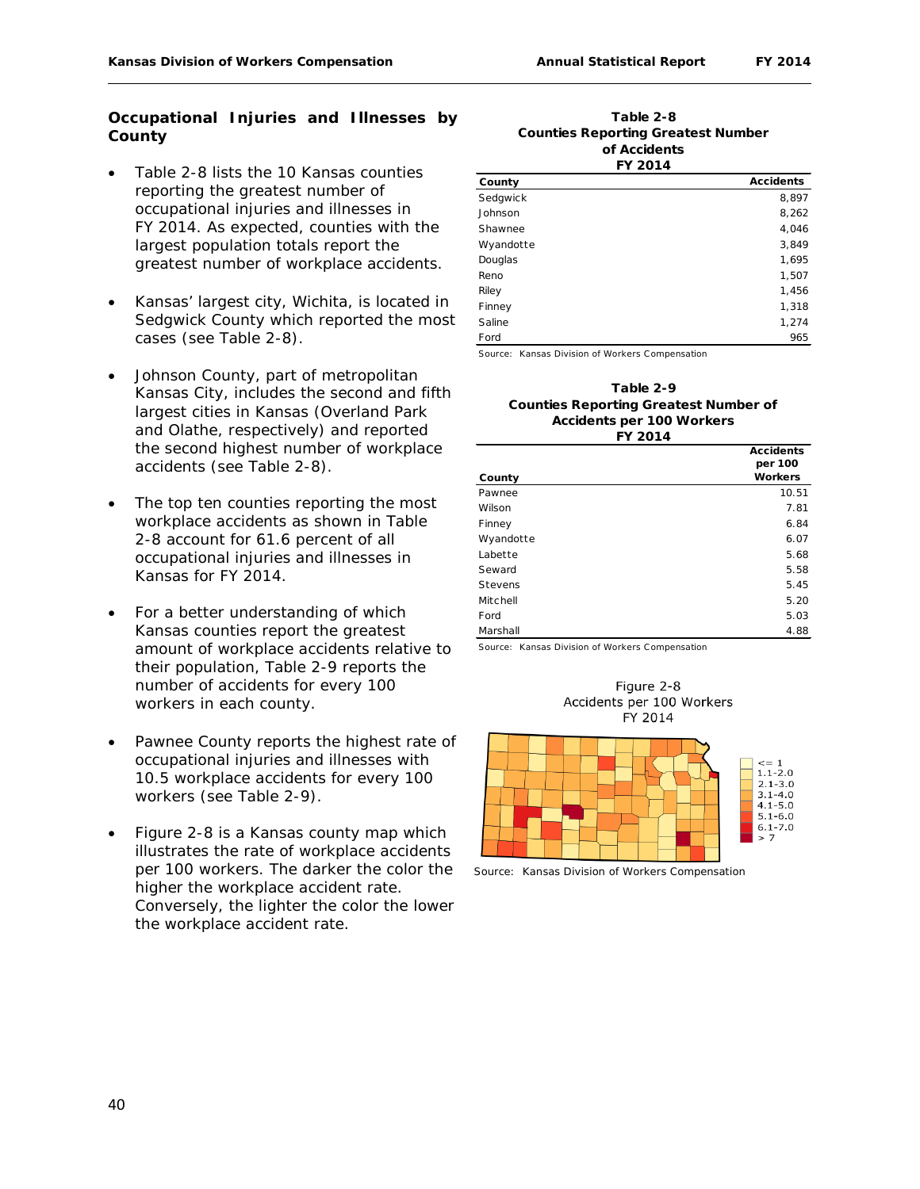## Occupational Injuries and Illnesses by County

- Table 2-8 lists the 10 Kansas counties reporting the greatest number of occupational injuries and illnesses in FY 2014. As expected, counties with the largest population totals report the greatest number of workplace accidents.
- Kansas' largest city, Wichita, is located in Sedgwick County which reported the most cases (see Table 2-8).
- Johnson County, part of metropolitan Kansas City, includes the second and fifth largest cities in Kansas (Overland Park and Olathe, respectively) and reported the second highest number of workplace accidents (see Table 2-8).
- The top ten counties reporting the most workplace accidents as shown in Table 2-8 account for 61.6 percent of all occupational injuries and illnesses in Kansas for FY 2014.
- For a better understanding of which Kansas counties report the greatest amount of workplace accidents relative to their population, Table 2-9 reports the number of accidents for every 100 workers in each county.
- Pawnee County reports the highest rate of occupational injuries and illnesses with 10.5 workplace accidents for every 100 workers (see Table 2-9).
- Figure 2-8 is a Kansas county map which illustrates the rate of workplace accidents per 100 workers. The darker the color the higher the workplace accident rate. Conversely, the lighter the color the lower the workplace accident rate.

**Table 2-8**
**Counties Reporting Greatest Number of Accidents**
**FY 2014**

| County | Accidents |
|---|---|
| Sedgwick | 8,897 |
| Johnson | 8,262 |
| Shawnee | 4,046 |
| Wyandotte | 3,849 |
| Douglas | 1,695 |
| Reno | 1,507 |
| Riley | 1,456 |
| Finney | 1,318 |
| Saline | 1,274 |
| Ford | 965 |

Source: Kansas Division of Workers Compensation

**Table 2-9**
**Counties Reporting Greatest Number of Accidents per 100 Workers**
**FY 2014**

| County | Accidents per 100 Workers |
|---|---|
| Pawnee | 10.51 |
| Wilson | 7.81 |
| Finney | 6.84 |
| Wyandotte | 6.07 |
| Labette | 5.68 |
| Seward | 5.58 |
| Stevens | 5.45 |
| Mitchell | 5.20 |
| Ford | 5.03 |
| Marshall | 4.88 |

Source: Kansas Division of Workers Compensation

Figure 2-8
Accidents per 100 Workers
FY 2014

<= 1
1.1-2.0
2.1-3.0
3.1-4.0
4.1-5.0
5.1-6.0
6.1-7.0
> 7

Source: Kansas Division of Workers Compensation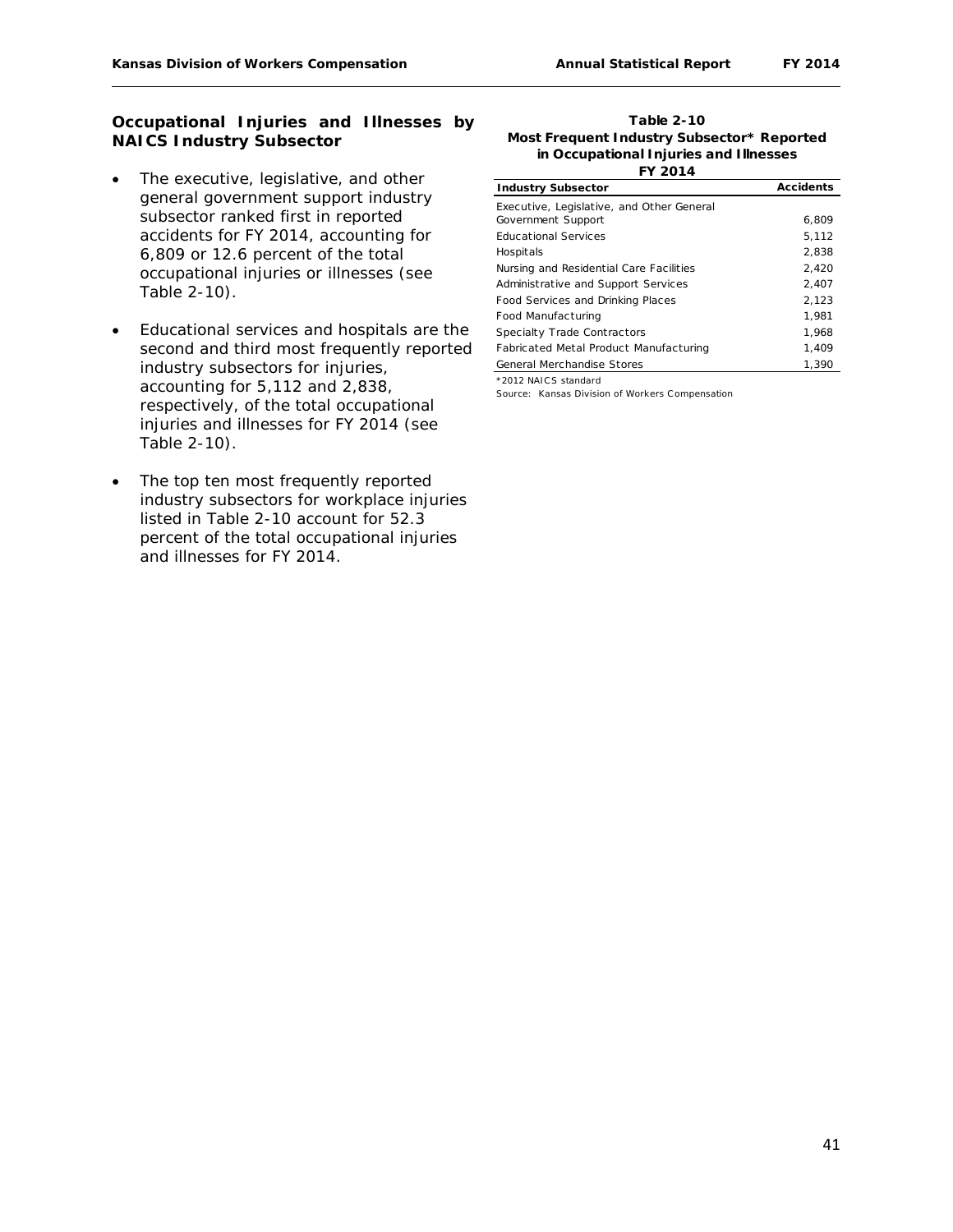## Occupational Injuries and Illnesses by NAICS Industry Subsector

- The executive, legislative, and other general government support industry subsector ranked first in reported accidents for FY 2014, accounting for 6,809 or 12.6 percent of the total occupational injuries or illnesses (see Table 2-10).
- Educational services and hospitals are the second and third most frequently reported industry subsectors for injuries, accounting for 5,112 and 2,838, respectively, of the total occupational injuries and illnesses for FY 2014 (see Table 2-10).
- The top ten most frequently reported industry subsectors for workplace injuries listed in Table 2-10 account for 52.3 percent of the total occupational injuries and illnesses for FY 2014.

**Table 2-10**
**Most Frequent Industry Subsector* Reported in Occupational Injuries and Illnesses**
**FY 2014**

| Industry Subsector | Accidents |
|---|---|
| Executive, Legislative, and Other General Government Support | 6,809 |
| Educational Services | 5,112 |
| Hospitals | 2,838 |
| Nursing and Residential Care Facilities | 2,420 |
| Administrative and Support Services | 2,407 |
| Food Services and Drinking Places | 2,123 |
| Food Manufacturing | 1,981 |
| Specialty Trade Contractors | 1,968 |
| Fabricated Metal Product Manufacturing | 1,409 |
| General Merchandise Stores | 1,390 |

*2012 NAICS standard

Source: Kansas Division of Workers Compensation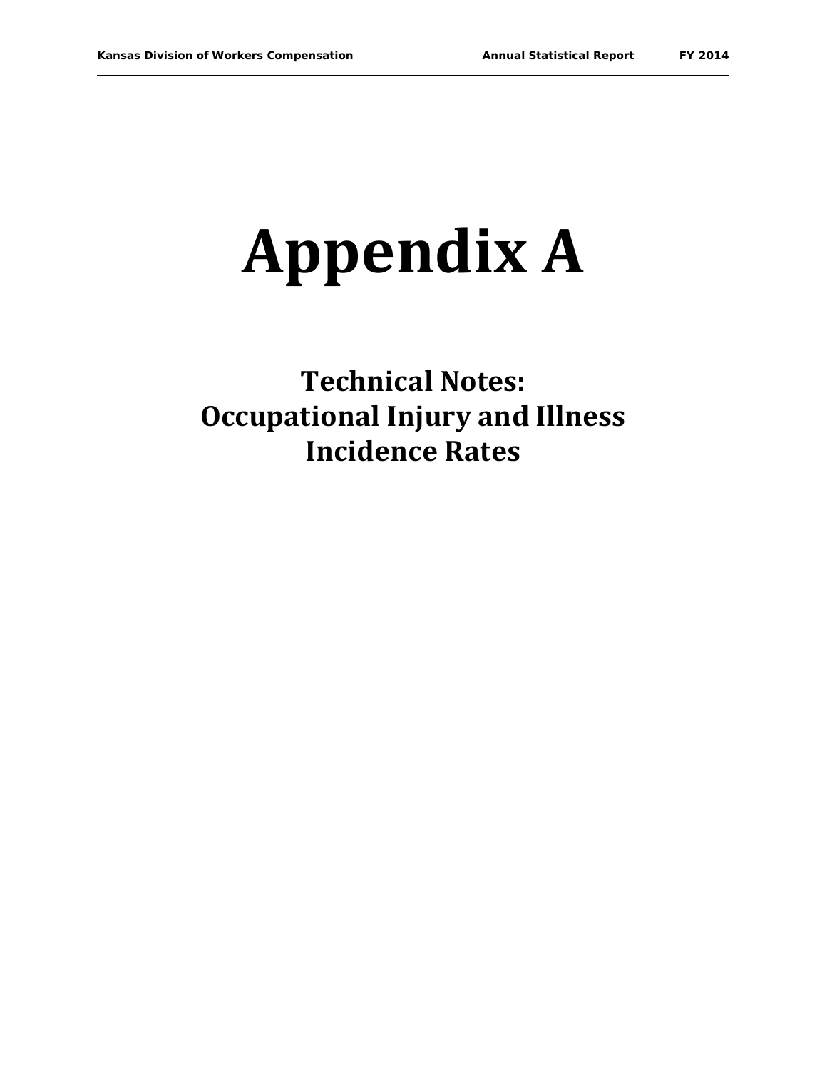# Appendix A

## Technical Notes:
## Occupational Injury and Illness
## Incidence Rates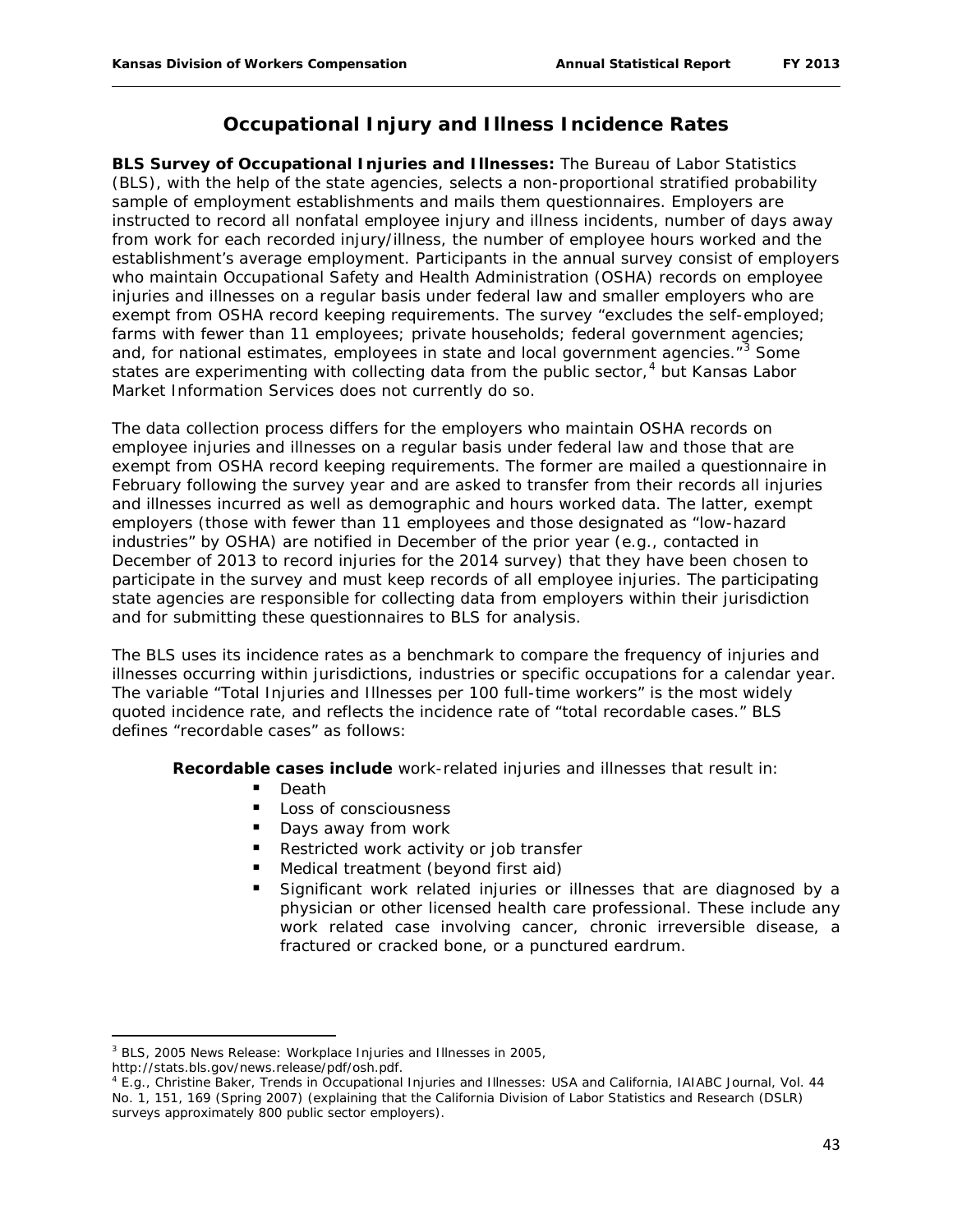## Occupational Injury and Illness Incidence Rates

**BLS Survey of Occupational Injuries and Illnesses:** The Bureau of Labor Statistics (BLS), with the help of the state agencies, selects a non-proportional stratified probability sample of employment establishments and mails them questionnaires. Employers are instructed to record all nonfatal employee injury and illness incidents, number of days away from work for each recorded injury/illness, the number of employee hours worked and the establishment's average employment. Participants in the annual survey consist of employers who maintain Occupational Safety and Health Administration (OSHA) records on employee injuries and illnesses on a regular basis under federal law and smaller employers who are exempt from OSHA record keeping requirements. The survey "excludes the self-employed; farms with fewer than 11 employees; private households; federal government agencies; and, for national estimates, employees in state and local government agencies."[3] Some states are experimenting with collecting data from the public sector,[4] but Kansas Labor Market Information Services does not currently do so.

The data collection process differs for the employers who maintain OSHA records on employee injuries and illnesses on a regular basis under federal law and those that are exempt from OSHA record keeping requirements. The former are mailed a questionnaire in February following the survey year and are asked to transfer from their records all injuries and illnesses incurred as well as demographic and hours worked data. The latter, exempt employers (those with fewer than 11 employees and those designated as "low-hazard industries" by OSHA) are notified in December of the prior year (e.g., contacted in December of 2013 to record injuries for the 2014 survey) that they have been chosen to participate in the survey and must keep records of all employee injuries. The participating state agencies are responsible for collecting data from employers within their jurisdiction and for submitting these questionnaires to BLS for analysis.

The BLS uses its incidence rates as a benchmark to compare the frequency of injuries and illnesses occurring within jurisdictions, industries or specific occupations for a calendar year. The variable "Total Injuries and Illnesses per 100 full-time workers" is the most widely quoted incidence rate, and reflects the incidence rate of "total recordable cases." BLS defines "recordable cases" as follows:

**Recordable cases include** work-related injuries and illnesses that result in:

- Death
- Loss of consciousness
- Days away from work
- Restricted work activity or job transfer
- Medical treatment (beyond first aid)
- Significant work related injuries or illnesses that are diagnosed by a physician or other licensed health care professional. These include any work related case involving cancer, chronic irreversible disease, a fractured or cracked bone, or a punctured eardrum.

---

[3] BLS, 2005 News Release: Workplace Injuries and Illnesses in 2005, http://stats.bls.gov/news.release/pdf/osh.pdf.

[4] E.g., Christine Baker, Trends in Occupational Injuries and Illnesses: USA and California, IAIABC Journal, Vol. 44 No. 1, 151, 169 (Spring 2007) (explaining that the California Division of Labor Statistics and Research (DSLR) surveys approximately 800 public sector employers).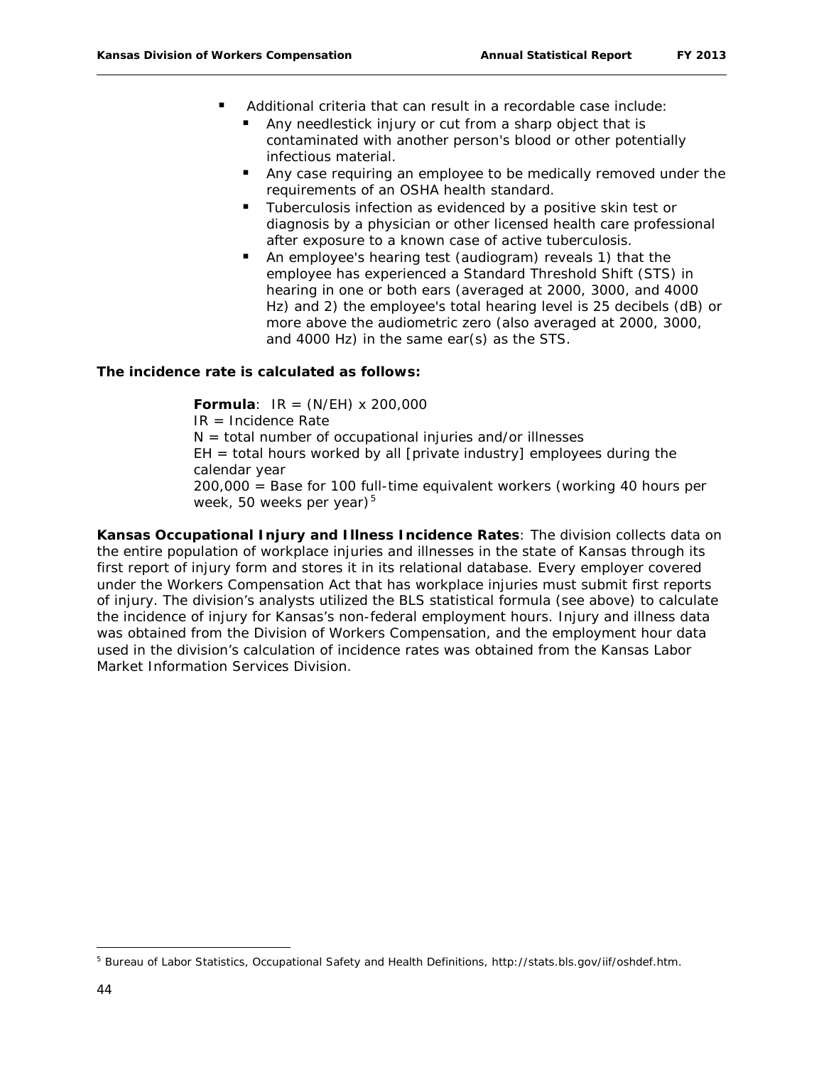- Additional criteria that can result in a recordable case include:
  - Any needlestick injury or cut from a sharp object that is contaminated with another person's blood or other potentially infectious material.
  - Any case requiring an employee to be medically removed under the requirements of an OSHA health standard.
  - Tuberculosis infection as evidenced by a positive skin test or diagnosis by a physician or other licensed health care professional after exposure to a known case of active tuberculosis.
  - An employee's hearing test (audiogram) reveals 1) that the employee has experienced a Standard Threshold Shift (STS) in hearing in one or both ears (averaged at 2000, 3000, and 4000 Hz) and 2) the employee's total hearing level is 25 decibels (dB) or more above the audiometric zero (also averaged at 2000, 3000, and 4000 Hz) in the same ear(s) as the STS.

**The incidence rate is calculated as follows:**

**Formula**: $IR = (N/EH) \times 200{,}000$
IR = Incidence Rate
N = total number of occupational injuries and/or illnesses
EH = total hours worked by all [private industry] employees during the calendar year
200,000 = Base for 100 full-time equivalent workers (working 40 hours per week, 50 weeks per year)[5]

**Kansas Occupational Injury and Illness Incidence Rates**: The division collects data on the entire population of workplace injuries and illnesses in the state of Kansas through its first report of injury form and stores it in its relational database. Every employer covered under the Workers Compensation Act that has workplace injuries must submit first reports of injury. The division's analysts utilized the BLS statistical formula (see above) to calculate the incidence of injury for Kansas's non-federal employment hours. Injury and illness data was obtained from the Division of Workers Compensation, and the employment hour data used in the division's calculation of incidence rates was obtained from the Kansas Labor Market Information Services Division.

[5] Bureau of Labor Statistics, Occupational Safety and Health Definitions, http://stats.bls.gov/iif/oshdef.htm.